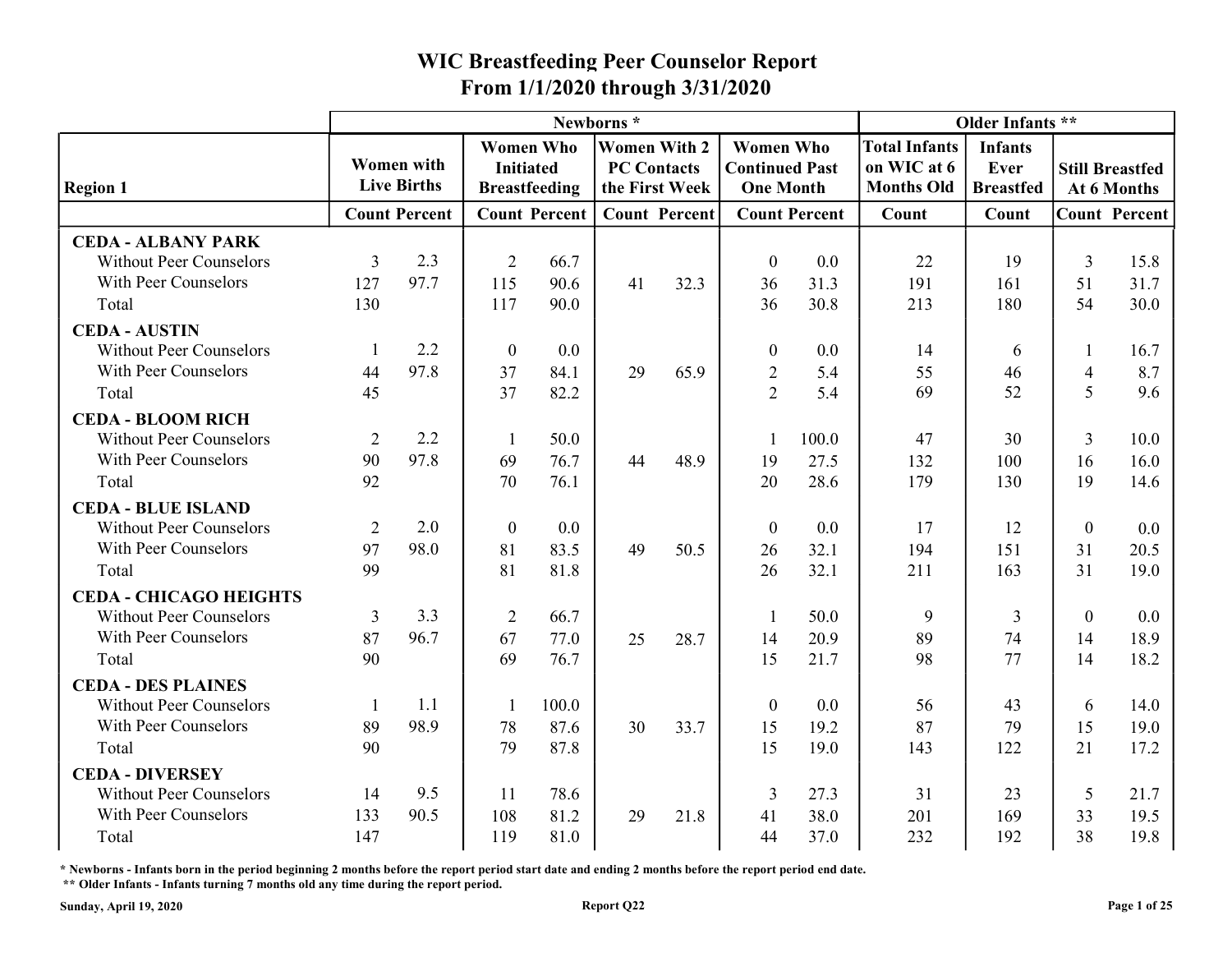# WIC Breastfeeding Peer Counselor Report
## From 1/1/2020 through 3/31/2020

| Region 1 | Newborns * | | | | | | | | Older Infants ** | | | |
|---|---|---|---|---|---|---|---|---|---|---|---|---|
| | Women with Live Births | | Women Who Initiated Breastfeeding | | Women With 2 PC Contacts the First Week | | Women Who Continued Past One Month | | Total Infants on WIC at 6 Months Old | Infants Ever Breastfed | Still Breastfed At 6 Months | |
| | Count | Percent | Count | Percent | Count | Percent | Count | Percent | Count | Count | Count | Percent |
| **CEDA - ALBANY PARK** | | | | | | | | | | | | |
| Without Peer Counselors | 3 | 2.3 | 2 | 66.7 | | | 0 | 0.0 | 22 | 19 | 3 | 15.8 |
| With Peer Counselors | 127 | 97.7 | 115 | 90.6 | 41 | 32.3 | 36 | 31.3 | 191 | 161 | 51 | 31.7 |
| Total | 130 | | 117 | 90.0 | | | 36 | 30.8 | 213 | 180 | 54 | 30.0 |
| **CEDA - AUSTIN** | | | | | | | | | | | | |
| Without Peer Counselors | 1 | 2.2 | 0 | 0.0 | | | 0 | 0.0 | 14 | 6 | 1 | 16.7 |
| With Peer Counselors | 44 | 97.8 | 37 | 84.1 | 29 | 65.9 | 2 | 5.4 | 55 | 46 | 4 | 8.7 |
| Total | 45 | | 37 | 82.2 | | | 2 | 5.4 | 69 | 52 | 5 | 9.6 |
| **CEDA - BLOOM RICH** | | | | | | | | | | | | |
| Without Peer Counselors | 2 | 2.2 | 1 | 50.0 | | | 1 | 100.0 | 47 | 30 | 3 | 10.0 |
| With Peer Counselors | 90 | 97.8 | 69 | 76.7 | 44 | 48.9 | 19 | 27.5 | 132 | 100 | 16 | 16.0 |
| Total | 92 | | 70 | 76.1 | | | 20 | 28.6 | 179 | 130 | 19 | 14.6 |
| **CEDA - BLUE ISLAND** | | | | | | | | | | | | |
| Without Peer Counselors | 2 | 2.0 | 0 | 0.0 | | | 0 | 0.0 | 17 | 12 | 0 | 0.0 |
| With Peer Counselors | 97 | 98.0 | 81 | 83.5 | 49 | 50.5 | 26 | 32.1 | 194 | 151 | 31 | 20.5 |
| Total | 99 | | 81 | 81.8 | | | 26 | 32.1 | 211 | 163 | 31 | 19.0 |
| **CEDA - CHICAGO HEIGHTS** | | | | | | | | | | | | |
| Without Peer Counselors | 3 | 3.3 | 2 | 66.7 | | | 1 | 50.0 | 9 | 3 | 0 | 0.0 |
| With Peer Counselors | 87 | 96.7 | 67 | 77.0 | 25 | 28.7 | 14 | 20.9 | 89 | 74 | 14 | 18.9 |
| Total | 90 | | 69 | 76.7 | | | 15 | 21.7 | 98 | 77 | 14 | 18.2 |
| **CEDA - DES PLAINES** | | | | | | | | | | | | |
| Without Peer Counselors | 1 | 1.1 | 1 | 100.0 | | | 0 | 0.0 | 56 | 43 | 6 | 14.0 |
| With Peer Counselors | 89 | 98.9 | 78 | 87.6 | 30 | 33.7 | 15 | 19.2 | 87 | 79 | 15 | 19.0 |
| Total | 90 | | 79 | 87.8 | | | 15 | 19.0 | 143 | 122 | 21 | 17.2 |
| **CEDA - DIVERSEY** | | | | | | | | | | | | |
| Without Peer Counselors | 14 | 9.5 | 11 | 78.6 | | | 3 | 27.3 | 31 | 23 | 5 | 21.7 |
| With Peer Counselors | 133 | 90.5 | 108 | 81.2 | 29 | 21.8 | 41 | 38.0 | 201 | 169 | 33 | 19.5 |
| Total | 147 | | 119 | 81.0 | | | 44 | 37.0 | 232 | 192 | 38 | 19.8 |

\* Newborns - Infants born in the period beginning 2 months before the report period start date and ending 2 months before the report period end date.

\*\* Older Infants - Infants turning 7 months old any time during the report period.

Sunday, April 19, 2020 — Report Q22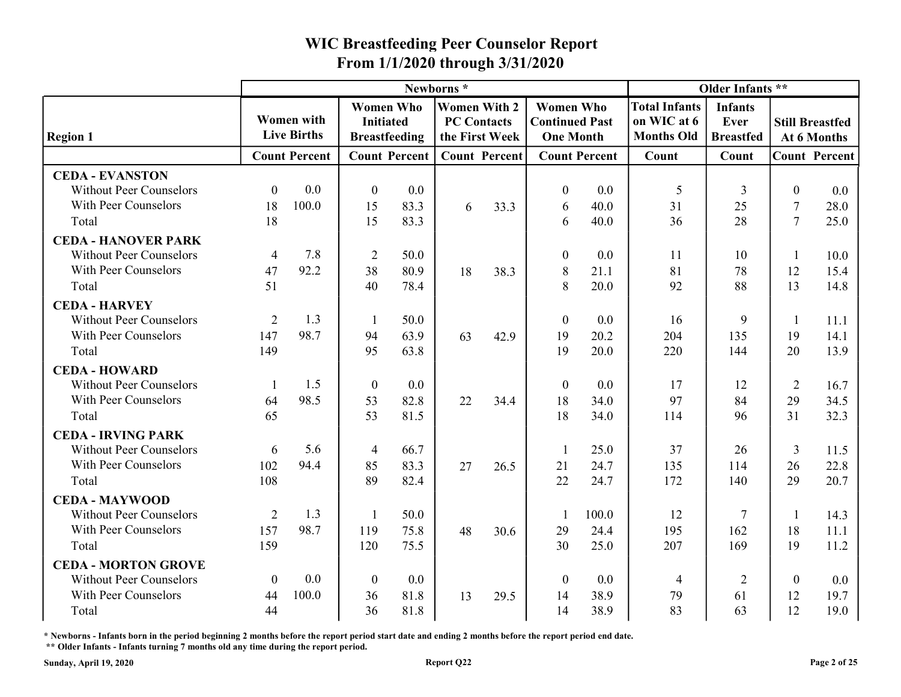# WIC Breastfeeding Peer Counselor Report
## From 1/1/2020 through 3/31/2020

| Region 1 | Newborns * | | | | | | | | Older Infants ** | | | |
|---|---|---|---|---|---|---|---|---|---|---|---|---|
| | Women with Live Births | | Women Who Initiated Breastfeeding | | Women With 2 PC Contacts the First Week | | Women Who Continued Past One Month | | Total Infants on WIC at 6 Months Old | Infants Ever Breastfed | Still Breastfed At 6 Months | |
| | Count | Percent | Count | Percent | Count | Percent | Count | Percent | Count | Count | Count | Percent |
| **CEDA - EVANSTON** | | | | | | | | | | | | |
| Without Peer Counselors | 0 | 0.0 | 0 | 0.0 | | | 0 | 0.0 | 5 | 3 | 0 | 0.0 |
| With Peer Counselors | 18 | 100.0 | 15 | 83.3 | 6 | 33.3 | 6 | 40.0 | 31 | 25 | 7 | 28.0 |
| Total | 18 | | 15 | 83.3 | | | 6 | 40.0 | 36 | 28 | 7 | 25.0 |
| **CEDA - HANOVER PARK** | | | | | | | | | | | | |
| Without Peer Counselors | 4 | 7.8 | 2 | 50.0 | | | 0 | 0.0 | 11 | 10 | 1 | 10.0 |
| With Peer Counselors | 47 | 92.2 | 38 | 80.9 | 18 | 38.3 | 8 | 21.1 | 81 | 78 | 12 | 15.4 |
| Total | 51 | | 40 | 78.4 | | | 8 | 20.0 | 92 | 88 | 13 | 14.8 |
| **CEDA - HARVEY** | | | | | | | | | | | | |
| Without Peer Counselors | 2 | 1.3 | 1 | 50.0 | | | 0 | 0.0 | 16 | 9 | 1 | 11.1 |
| With Peer Counselors | 147 | 98.7 | 94 | 63.9 | 63 | 42.9 | 19 | 20.2 | 204 | 135 | 19 | 14.1 |
| Total | 149 | | 95 | 63.8 | | | 19 | 20.0 | 220 | 144 | 20 | 13.9 |
| **CEDA - HOWARD** | | | | | | | | | | | | |
| Without Peer Counselors | 1 | 1.5 | 0 | 0.0 | | | 0 | 0.0 | 17 | 12 | 2 | 16.7 |
| With Peer Counselors | 64 | 98.5 | 53 | 82.8 | 22 | 34.4 | 18 | 34.0 | 97 | 84 | 29 | 34.5 |
| Total | 65 | | 53 | 81.5 | | | 18 | 34.0 | 114 | 96 | 31 | 32.3 |
| **CEDA - IRVING PARK** | | | | | | | | | | | | |
| Without Peer Counselors | 6 | 5.6 | 4 | 66.7 | | | 1 | 25.0 | 37 | 26 | 3 | 11.5 |
| With Peer Counselors | 102 | 94.4 | 85 | 83.3 | 27 | 26.5 | 21 | 24.7 | 135 | 114 | 26 | 22.8 |
| Total | 108 | | 89 | 82.4 | | | 22 | 24.7 | 172 | 140 | 29 | 20.7 |
| **CEDA - MAYWOOD** | | | | | | | | | | | | |
| Without Peer Counselors | 2 | 1.3 | 1 | 50.0 | | | 1 | 100.0 | 12 | 7 | 1 | 14.3 |
| With Peer Counselors | 157 | 98.7 | 119 | 75.8 | 48 | 30.6 | 29 | 24.4 | 195 | 162 | 18 | 11.1 |
| Total | 159 | | 120 | 75.5 | | | 30 | 25.0 | 207 | 169 | 19 | 11.2 |
| **CEDA - MORTON GROVE** | | | | | | | | | | | | |
| Without Peer Counselors | 0 | 0.0 | 0 | 0.0 | | | 0 | 0.0 | 4 | 2 | 0 | 0.0 |
| With Peer Counselors | 44 | 100.0 | 36 | 81.8 | 13 | 29.5 | 14 | 38.9 | 79 | 61 | 12 | 19.7 |
| Total | 44 | | 36 | 81.8 | | | 14 | 38.9 | 83 | 63 | 12 | 19.0 |

\* Newborns - Infants born in the period beginning 2 months before the report period start date and ending 2 months before the report period end date.

** Older Infants - Infants turning 7 months old any time during the report period.

Sunday, April 19, 2020

Report Q22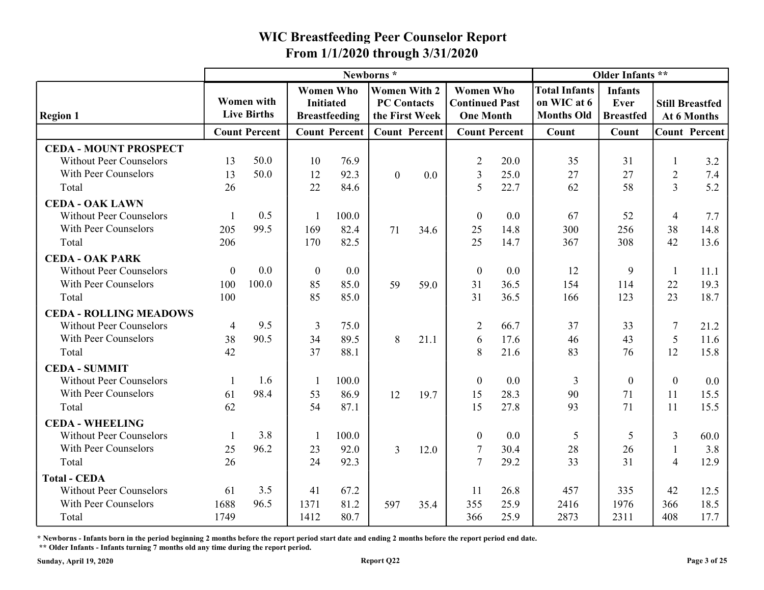# WIC Breastfeeding Peer Counselor Report

## From 1/1/2020 through 3/31/2020

| Region 1 | Newborns * | | | | | | | | Older Infants ** | | | |
|---|---|---|---|---|---|---|---|---|---|---|---|---|
| | Women with Live Births | | Women Who Initiated Breastfeeding | | Women With 2 PC Contacts the First Week | | Women Who Continued Past One Month | | Total Infants on WIC at 6 Months Old | Infants Ever Breastfed | Still Breastfed At 6 Months | |
| | Count | Percent | Count | Percent | Count | Percent | Count | Percent | Count | Count | Count | Percent |
| **CEDA - MOUNT PROSPECT** | | | | | | | | | | | | |
| Without Peer Counselors | 13 | 50.0 | 10 | 76.9 | | | 2 | 20.0 | 35 | 31 | 1 | 3.2 |
| With Peer Counselors | 13 | 50.0 | 12 | 92.3 | 0 | 0.0 | 3 | 25.0 | 27 | 27 | 2 | 7.4 |
| Total | 26 | | 22 | 84.6 | | | 5 | 22.7 | 62 | 58 | 3 | 5.2 |
| **CEDA - OAK LAWN** | | | | | | | | | | | | |
| Without Peer Counselors | 1 | 0.5 | 1 | 100.0 | | | 0 | 0.0 | 67 | 52 | 4 | 7.7 |
| With Peer Counselors | 205 | 99.5 | 169 | 82.4 | 71 | 34.6 | 25 | 14.8 | 300 | 256 | 38 | 14.8 |
| Total | 206 | | 170 | 82.5 | | | 25 | 14.7 | 367 | 308 | 42 | 13.6 |
| **CEDA - OAK PARK** | | | | | | | | | | | | |
| Without Peer Counselors | 0 | 0.0 | 0 | 0.0 | | | 0 | 0.0 | 12 | 9 | 1 | 11.1 |
| With Peer Counselors | 100 | 100.0 | 85 | 85.0 | 59 | 59.0 | 31 | 36.5 | 154 | 114 | 22 | 19.3 |
| Total | 100 | | 85 | 85.0 | | | 31 | 36.5 | 166 | 123 | 23 | 18.7 |
| **CEDA - ROLLING MEADOWS** | | | | | | | | | | | | |
| Without Peer Counselors | 4 | 9.5 | 3 | 75.0 | | | 2 | 66.7 | 37 | 33 | 7 | 21.2 |
| With Peer Counselors | 38 | 90.5 | 34 | 89.5 | 8 | 21.1 | 6 | 17.6 | 46 | 43 | 5 | 11.6 |
| Total | 42 | | 37 | 88.1 | | | 8 | 21.6 | 83 | 76 | 12 | 15.8 |
| **CEDA - SUMMIT** | | | | | | | | | | | | |
| Without Peer Counselors | 1 | 1.6 | 1 | 100.0 | | | 0 | 0.0 | 3 | 0 | 0 | 0.0 |
| With Peer Counselors | 61 | 98.4 | 53 | 86.9 | 12 | 19.7 | 15 | 28.3 | 90 | 71 | 11 | 15.5 |
| Total | 62 | | 54 | 87.1 | | | 15 | 27.8 | 93 | 71 | 11 | 15.5 |
| **CEDA - WHEELING** | | | | | | | | | | | | |
| Without Peer Counselors | 1 | 3.8 | 1 | 100.0 | | | 0 | 0.0 | 5 | 5 | 3 | 60.0 |
| With Peer Counselors | 25 | 96.2 | 23 | 92.0 | 3 | 12.0 | 7 | 30.4 | 28 | 26 | 1 | 3.8 |
| Total | 26 | | 24 | 92.3 | | | 7 | 29.2 | 33 | 31 | 4 | 12.9 |
| **Total - CEDA** | | | | | | | | | | | | |
| Without Peer Counselors | 61 | 3.5 | 41 | 67.2 | | | 11 | 26.8 | 457 | 335 | 42 | 12.5 |
| With Peer Counselors | 1688 | 96.5 | 1371 | 81.2 | 597 | 35.4 | 355 | 25.9 | 2416 | 1976 | 366 | 18.5 |
| Total | 1749 | | 1412 | 80.7 | | | 366 | 25.9 | 2873 | 2311 | 408 | 17.7 |

**\* Newborns - Infants born in the period beginning 2 months before the report period start date and ending 2 months before the report period end date.**

**\*\* Older Infants - Infants turning 7 months old any time during the report period.**

**Sunday, April 19, 2020** **Report Q22**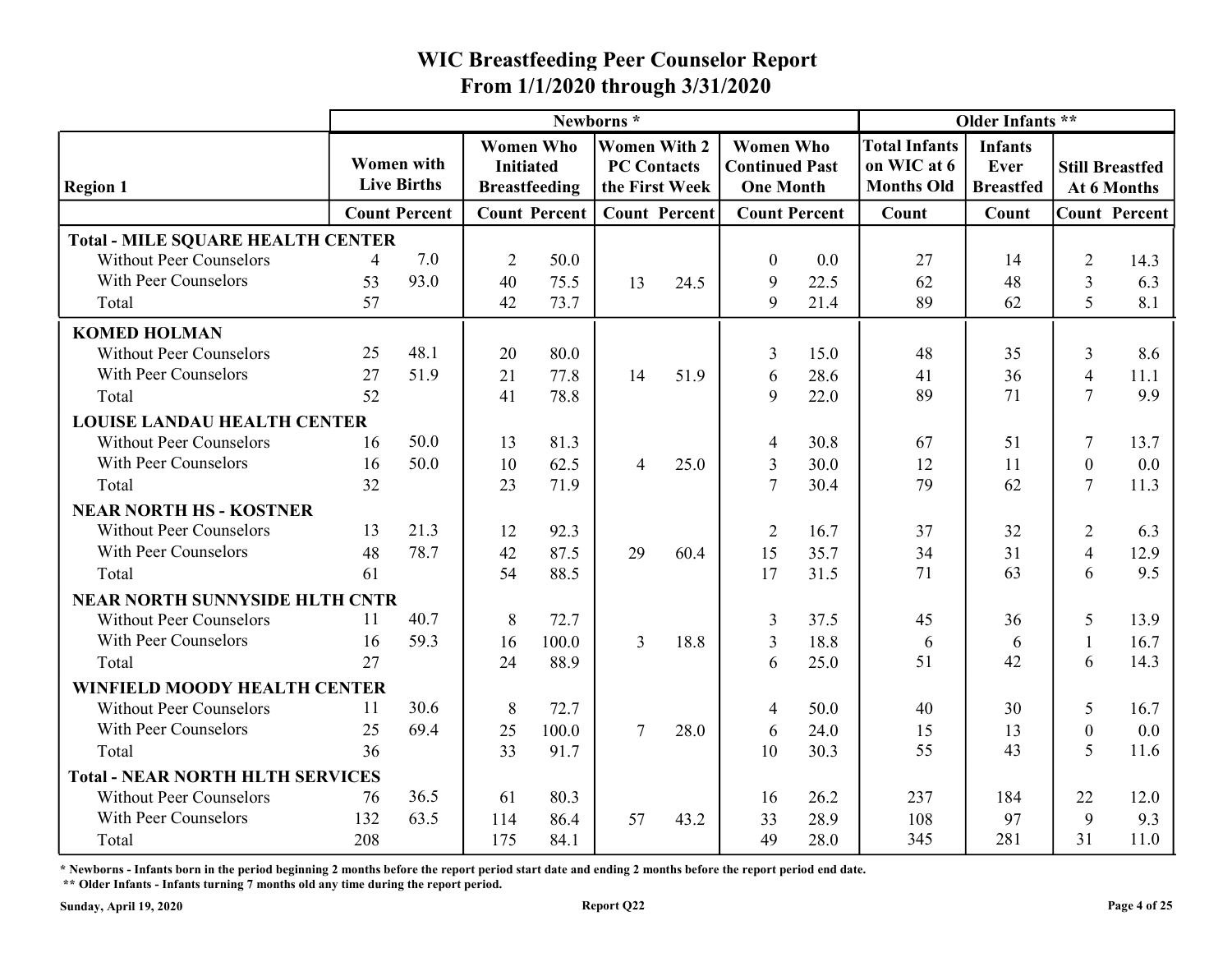# WIC Breastfeeding Peer Counselor Report
## From 1/1/2020 through 3/31/2020

| Region 1 | Newborns * | | | | | | | | Older Infants ** | | | |
|---|---|---|---|---|---|---|---|---|---|---|---|---|
| | Women with Live Births | | Women Who Initiated Breastfeeding | | Women With 2 PC Contacts the First Week | | Women Who Continued Past One Month | | Total Infants on WIC at 6 Months Old | Infants Ever Breastfed | Still Breastfed At 6 Months | |
| | Count | Percent | Count | Percent | Count | Percent | Count | Percent | Count | Count | Count | Percent |
| **Total - MILE SQUARE HEALTH CENTER** | | | | | | | | | | | | |
| Without Peer Counselors | 4 | 7.0 | 2 | 50.0 | | | 0 | 0.0 | 27 | 14 | 2 | 14.3 |
| With Peer Counselors | 53 | 93.0 | 40 | 75.5 | 13 | 24.5 | 9 | 22.5 | 62 | 48 | 3 | 6.3 |
| Total | 57 | | 42 | 73.7 | | | 9 | 21.4 | 89 | 62 | 5 | 8.1 |
| **KOMED HOLMAN** | | | | | | | | | | | | |
| Without Peer Counselors | 25 | 48.1 | 20 | 80.0 | | | 3 | 15.0 | 48 | 35 | 3 | 8.6 |
| With Peer Counselors | 27 | 51.9 | 21 | 77.8 | 14 | 51.9 | 6 | 28.6 | 41 | 36 | 4 | 11.1 |
| Total | 52 | | 41 | 78.8 | | | 9 | 22.0 | 89 | 71 | 7 | 9.9 |
| **LOUISE LANDAU HEALTH CENTER** | | | | | | | | | | | | |
| Without Peer Counselors | 16 | 50.0 | 13 | 81.3 | | | 4 | 30.8 | 67 | 51 | 7 | 13.7 |
| With Peer Counselors | 16 | 50.0 | 10 | 62.5 | 4 | 25.0 | 3 | 30.0 | 12 | 11 | 0 | 0.0 |
| Total | 32 | | 23 | 71.9 | | | 7 | 30.4 | 79 | 62 | 7 | 11.3 |
| **NEAR NORTH HS - KOSTNER** | | | | | | | | | | | | |
| Without Peer Counselors | 13 | 21.3 | 12 | 92.3 | | | 2 | 16.7 | 37 | 32 | 2 | 6.3 |
| With Peer Counselors | 48 | 78.7 | 42 | 87.5 | 29 | 60.4 | 15 | 35.7 | 34 | 31 | 4 | 12.9 |
| Total | 61 | | 54 | 88.5 | | | 17 | 31.5 | 71 | 63 | 6 | 9.5 |
| **NEAR NORTH SUNNYSIDE HLTH CNTR** | | | | | | | | | | | | |
| Without Peer Counselors | 11 | 40.7 | 8 | 72.7 | | | 3 | 37.5 | 45 | 36 | 5 | 13.9 |
| With Peer Counselors | 16 | 59.3 | 16 | 100.0 | 3 | 18.8 | 3 | 18.8 | 6 | 6 | 1 | 16.7 |
| Total | 27 | | 24 | 88.9 | | | 6 | 25.0 | 51 | 42 | 6 | 14.3 |
| **WINFIELD MOODY HEALTH CENTER** | | | | | | | | | | | | |
| Without Peer Counselors | 11 | 30.6 | 8 | 72.7 | | | 4 | 50.0 | 40 | 30 | 5 | 16.7 |
| With Peer Counselors | 25 | 69.4 | 25 | 100.0 | 7 | 28.0 | 6 | 24.0 | 15 | 13 | 0 | 0.0 |
| Total | 36 | | 33 | 91.7 | | | 10 | 30.3 | 55 | 43 | 5 | 11.6 |
| **Total - NEAR NORTH HLTH SERVICES** | | | | | | | | | | | | |
| Without Peer Counselors | 76 | 36.5 | 61 | 80.3 | | | 16 | 26.2 | 237 | 184 | 22 | 12.0 |
| With Peer Counselors | 132 | 63.5 | 114 | 86.4 | 57 | 43.2 | 33 | 28.9 | 108 | 97 | 9 | 9.3 |
| Total | 208 | | 175 | 84.1 | | | 49 | 28.0 | 345 | 281 | 31 | 11.0 |

**\* Newborns - Infants born in the period beginning 2 months before the report period start date and ending 2 months before the report period end date.**

**\*\* Older Infants - Infants turning 7 months old any time during the report period.**

**Sunday, April 19, 2020** **Report Q22**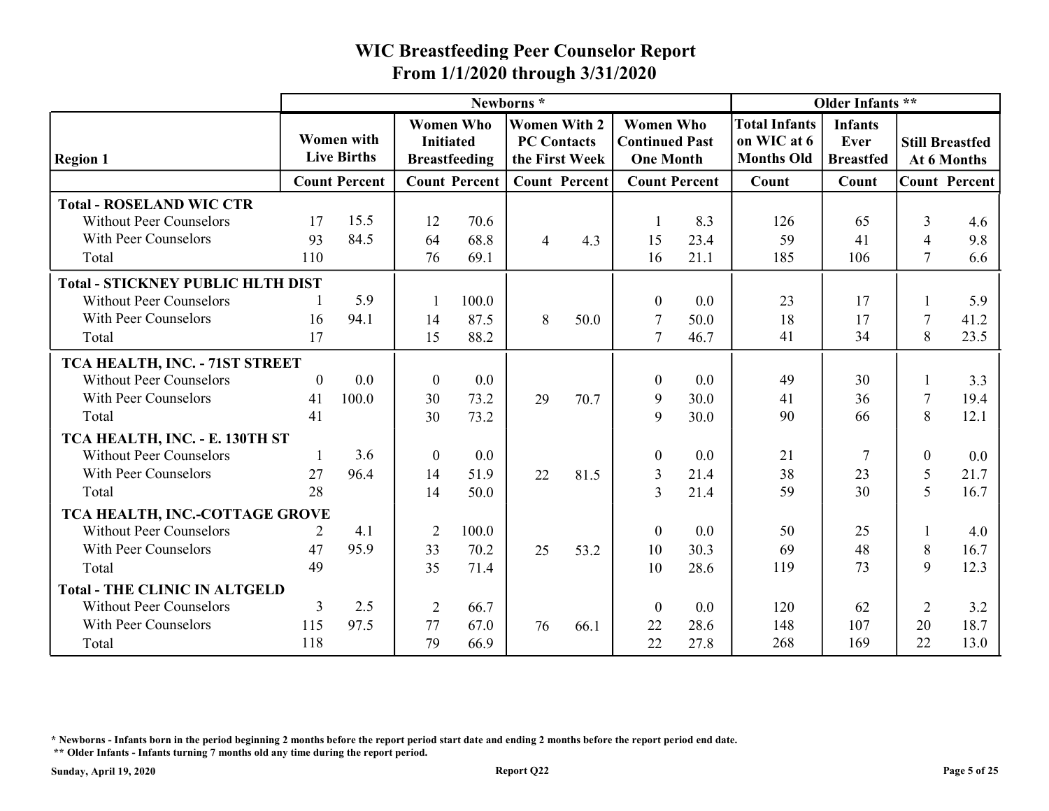# WIC Breastfeeding Peer Counselor Report
## From 1/1/2020 through 3/31/2020

| Region 1 | Newborns * | | | | | | | | Older Infants ** | | | |
|---|---|---|---|---|---|---|---|---|---|---|---|---|
| | Women with Live Births | | Women Who Initiated Breastfeeding | | Women With 2 PC Contacts the First Week | | Women Who Continued Past One Month | | Total Infants on WIC at 6 Months Old | Infants Ever Breastfed | Still Breastfed At 6 Months | |
| | Count | Percent | Count | Percent | Count | Percent | Count | Percent | Count | Count | Count | Percent |
| **Total - ROSELAND WIC CTR** | | | | | | | | | | | | |
| Without Peer Counselors | 17 | 15.5 | 12 | 70.6 | | | 1 | 8.3 | 126 | 65 | 3 | 4.6 |
| With Peer Counselors | 93 | 84.5 | 64 | 68.8 | 4 | 4.3 | 15 | 23.4 | 59 | 41 | 4 | 9.8 |
| Total | 110 | | 76 | 69.1 | | | 16 | 21.1 | 185 | 106 | 7 | 6.6 |
| **Total - STICKNEY PUBLIC HLTH DIST** | | | | | | | | | | | | |
| Without Peer Counselors | 1 | 5.9 | 1 | 100.0 | | | 0 | 0.0 | 23 | 17 | 1 | 5.9 |
| With Peer Counselors | 16 | 94.1 | 14 | 87.5 | 8 | 50.0 | 7 | 50.0 | 18 | 17 | 7 | 41.2 |
| Total | 17 | | 15 | 88.2 | | | 7 | 46.7 | 41 | 34 | 8 | 23.5 |
| **TCA HEALTH, INC. - 71ST STREET** | | | | | | | | | | | | |
| Without Peer Counselors | 0 | 0.0 | 0 | 0.0 | | | 0 | 0.0 | 49 | 30 | 1 | 3.3 |
| With Peer Counselors | 41 | 100.0 | 30 | 73.2 | 29 | 70.7 | 9 | 30.0 | 41 | 36 | 7 | 19.4 |
| Total | 41 | | 30 | 73.2 | | | 9 | 30.0 | 90 | 66 | 8 | 12.1 |
| **TCA HEALTH, INC. - E. 130TH ST** | | | | | | | | | | | | |
| Without Peer Counselors | 1 | 3.6 | 0 | 0.0 | | | 0 | 0.0 | 21 | 7 | 0 | 0.0 |
| With Peer Counselors | 27 | 96.4 | 14 | 51.9 | 22 | 81.5 | 3 | 21.4 | 38 | 23 | 5 | 21.7 |
| Total | 28 | | 14 | 50.0 | | | 3 | 21.4 | 59 | 30 | 5 | 16.7 |
| **TCA HEALTH, INC.-COTTAGE GROVE** | | | | | | | | | | | | |
| Without Peer Counselors | 2 | 4.1 | 2 | 100.0 | | | 0 | 0.0 | 50 | 25 | 1 | 4.0 |
| With Peer Counselors | 47 | 95.9 | 33 | 70.2 | 25 | 53.2 | 10 | 30.3 | 69 | 48 | 8 | 16.7 |
| Total | 49 | | 35 | 71.4 | | | 10 | 28.6 | 119 | 73 | 9 | 12.3 |
| **Total - THE CLINIC IN ALTGELD** | | | | | | | | | | | | |
| Without Peer Counselors | 3 | 2.5 | 2 | 66.7 | | | 0 | 0.0 | 120 | 62 | 2 | 3.2 |
| With Peer Counselors | 115 | 97.5 | 77 | 67.0 | 76 | 66.1 | 22 | 28.6 | 148 | 107 | 20 | 18.7 |
| Total | 118 | | 79 | 66.9 | | | 22 | 27.8 | 268 | 169 | 22 | 13.0 |

\* Newborns - Infants born in the period beginning 2 months before the report period start date and ending 2 months before the report period end date.

\** Older Infants - Infants turning 7 months old any time during the report period.

Sunday, April 19, 2020 — Report Q22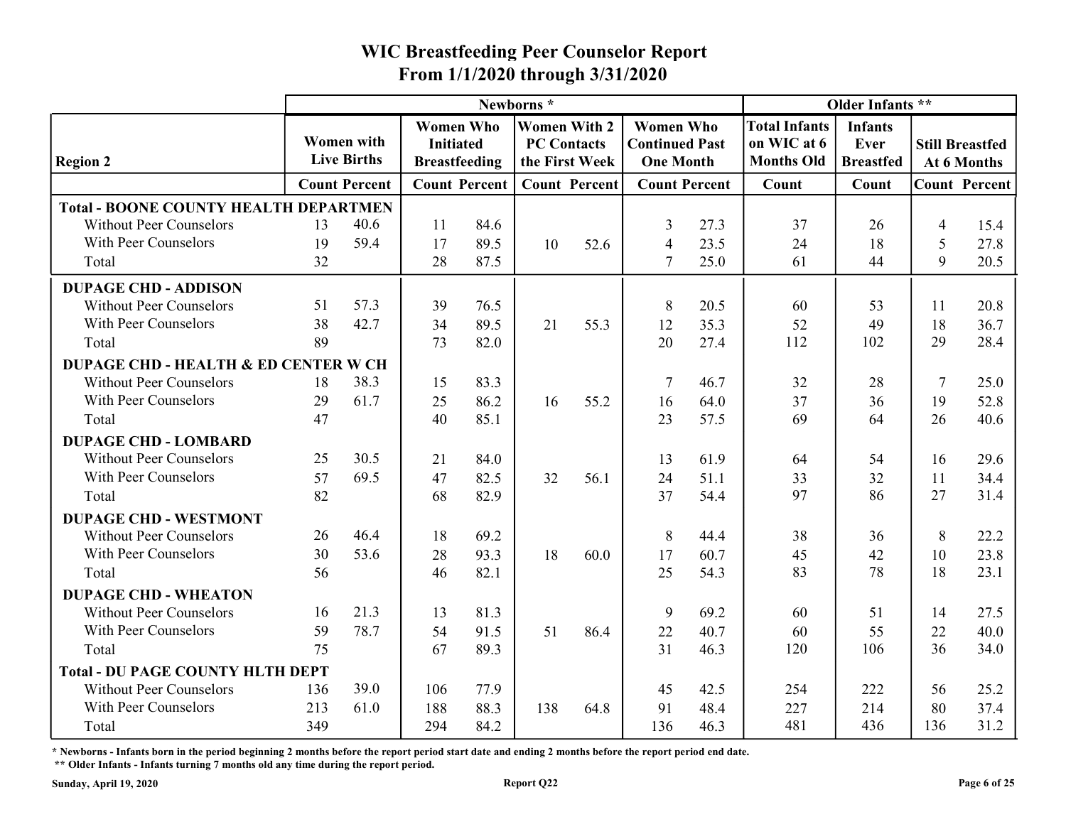# WIC Breastfeeding Peer Counselor Report
## From 1/1/2020 through 3/31/2020

| Region 2 | Newborns * | | | | | | | | Older Infants ** | | | |
|---|---|---|---|---|---|---|---|---|---|---|---|---|
| | Women with Live Births | | Women Who Initiated Breastfeeding | | Women With 2 PC Contacts the First Week | | Women Who Continued Past One Month | | Total Infants on WIC at 6 Months Old | Infants Ever Breastfed | Still Breastfed At 6 Months | |
| | Count | Percent | Count | Percent | Count | Percent | Count | Percent | Count | Count | Count | Percent |
| **Total - BOONE COUNTY HEALTH DEPARTMEN** | | | | | | | | | | | | |
| Without Peer Counselors | 13 | 40.6 | 11 | 84.6 | | | 3 | 27.3 | 37 | 26 | 4 | 15.4 |
| With Peer Counselors | 19 | 59.4 | 17 | 89.5 | 10 | 52.6 | 4 | 23.5 | 24 | 18 | 5 | 27.8 |
| Total | 32 | | 28 | 87.5 | | | 7 | 25.0 | 61 | 44 | 9 | 20.5 |
| **DUPAGE CHD - ADDISON** | | | | | | | | | | | | |
| Without Peer Counselors | 51 | 57.3 | 39 | 76.5 | | | 8 | 20.5 | 60 | 53 | 11 | 20.8 |
| With Peer Counselors | 38 | 42.7 | 34 | 89.5 | 21 | 55.3 | 12 | 35.3 | 52 | 49 | 18 | 36.7 |
| Total | 89 | | 73 | 82.0 | | | 20 | 27.4 | 112 | 102 | 29 | 28.4 |
| **DUPAGE CHD - HEALTH & ED CENTER W CH** | | | | | | | | | | | | |
| Without Peer Counselors | 18 | 38.3 | 15 | 83.3 | | | 7 | 46.7 | 32 | 28 | 7 | 25.0 |
| With Peer Counselors | 29 | 61.7 | 25 | 86.2 | 16 | 55.2 | 16 | 64.0 | 37 | 36 | 19 | 52.8 |
| Total | 47 | | 40 | 85.1 | | | 23 | 57.5 | 69 | 64 | 26 | 40.6 |
| **DUPAGE CHD - LOMBARD** | | | | | | | | | | | | |
| Without Peer Counselors | 25 | 30.5 | 21 | 84.0 | | | 13 | 61.9 | 64 | 54 | 16 | 29.6 |
| With Peer Counselors | 57 | 69.5 | 47 | 82.5 | 32 | 56.1 | 24 | 51.1 | 33 | 32 | 11 | 34.4 |
| Total | 82 | | 68 | 82.9 | | | 37 | 54.4 | 97 | 86 | 27 | 31.4 |
| **DUPAGE CHD - WESTMONT** | | | | | | | | | | | | |
| Without Peer Counselors | 26 | 46.4 | 18 | 69.2 | | | 8 | 44.4 | 38 | 36 | 8 | 22.2 |
| With Peer Counselors | 30 | 53.6 | 28 | 93.3 | 18 | 60.0 | 17 | 60.7 | 45 | 42 | 10 | 23.8 |
| Total | 56 | | 46 | 82.1 | | | 25 | 54.3 | 83 | 78 | 18 | 23.1 |
| **DUPAGE CHD - WHEATON** | | | | | | | | | | | | |
| Without Peer Counselors | 16 | 21.3 | 13 | 81.3 | | | 9 | 69.2 | 60 | 51 | 14 | 27.5 |
| With Peer Counselors | 59 | 78.7 | 54 | 91.5 | 51 | 86.4 | 22 | 40.7 | 60 | 55 | 22 | 40.0 |
| Total | 75 | | 67 | 89.3 | | | 31 | 46.3 | 120 | 106 | 36 | 34.0 |
| **Total - DU PAGE COUNTY HLTH DEPT** | | | | | | | | | | | | |
| Without Peer Counselors | 136 | 39.0 | 106 | 77.9 | | | 45 | 42.5 | 254 | 222 | 56 | 25.2 |
| With Peer Counselors | 213 | 61.0 | 188 | 88.3 | 138 | 64.8 | 91 | 48.4 | 227 | 214 | 80 | 37.4 |
| Total | 349 | | 294 | 84.2 | | | 136 | 46.3 | 481 | 436 | 136 | 31.2 |

\* Newborns - Infants born in the period beginning 2 months before the report period start date and ending 2 months before the report period end date.

\*\* Older Infants - Infants turning 7 months old any time during the report period.

Sunday, April 19, 2020 — Report Q22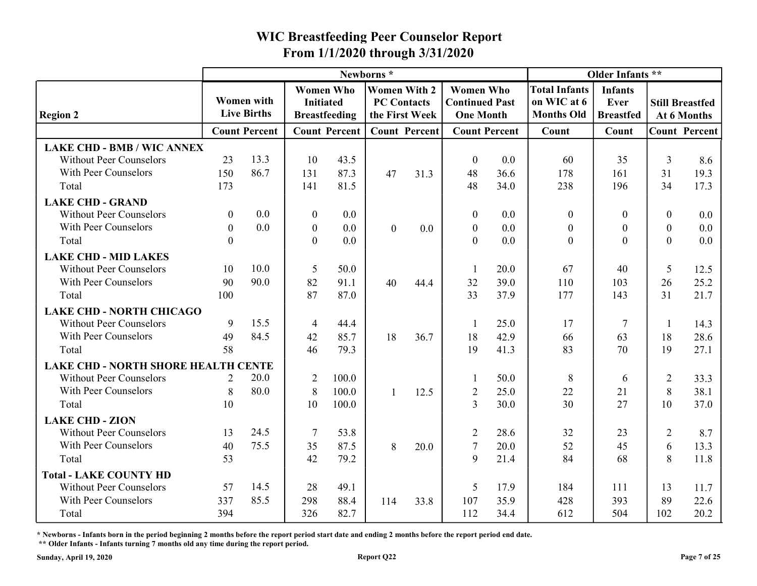# WIC Breastfeeding Peer Counselor Report
## From 1/1/2020 through 3/31/2020

| Region 2 | Newborns * | | | | | | | | Older Infants ** | | | |
|---|---|---|---|---|---|---|---|---|---|---|---|---|
| | Women with Live Births | | Women Who Initiated Breastfeeding | | Women With 2 PC Contacts the First Week | | Women Who Continued Past One Month | | Total Infants on WIC at 6 Months Old | Infants Ever Breastfed | Still Breastfed At 6 Months | |
| | Count | Percent | Count | Percent | Count | Percent | Count | Percent | Count | Count | Count | Percent |
| **LAKE CHD - BMB / WIC ANNEX** | | | | | | | | | | | | |
| Without Peer Counselors | 23 | 13.3 | 10 | 43.5 | | | 0 | 0.0 | 60 | 35 | 3 | 8.6 |
| With Peer Counselors | 150 | 86.7 | 131 | 87.3 | 47 | 31.3 | 48 | 36.6 | 178 | 161 | 31 | 19.3 |
| Total | 173 | | 141 | 81.5 | | | 48 | 34.0 | 238 | 196 | 34 | 17.3 |
| **LAKE CHD - GRAND** | | | | | | | | | | | | |
| Without Peer Counselors | 0 | 0.0 | 0 | 0.0 | | | 0 | 0.0 | 0 | 0 | 0 | 0.0 |
| With Peer Counselors | 0 | 0.0 | 0 | 0.0 | 0 | 0.0 | 0 | 0.0 | 0 | 0 | 0 | 0.0 |
| Total | 0 | | 0 | 0.0 | | | 0 | 0.0 | 0 | 0 | 0 | 0.0 |
| **LAKE CHD - MID LAKES** | | | | | | | | | | | | |
| Without Peer Counselors | 10 | 10.0 | 5 | 50.0 | | | 1 | 20.0 | 67 | 40 | 5 | 12.5 |
| With Peer Counselors | 90 | 90.0 | 82 | 91.1 | 40 | 44.4 | 32 | 39.0 | 110 | 103 | 26 | 25.2 |
| Total | 100 | | 87 | 87.0 | | | 33 | 37.9 | 177 | 143 | 31 | 21.7 |
| **LAKE CHD - NORTH CHICAGO** | | | | | | | | | | | | |
| Without Peer Counselors | 9 | 15.5 | 4 | 44.4 | | | 1 | 25.0 | 17 | 7 | 1 | 14.3 |
| With Peer Counselors | 49 | 84.5 | 42 | 85.7 | 18 | 36.7 | 18 | 42.9 | 66 | 63 | 18 | 28.6 |
| Total | 58 | | 46 | 79.3 | | | 19 | 41.3 | 83 | 70 | 19 | 27.1 |
| **LAKE CHD - NORTH SHORE HEALTH CENTE** | | | | | | | | | | | | |
| Without Peer Counselors | 2 | 20.0 | 2 | 100.0 | | | 1 | 50.0 | 8 | 6 | 2 | 33.3 |
| With Peer Counselors | 8 | 80.0 | 8 | 100.0 | 1 | 12.5 | 2 | 25.0 | 22 | 21 | 8 | 38.1 |
| Total | 10 | | 10 | 100.0 | | | 3 | 30.0 | 30 | 27 | 10 | 37.0 |
| **LAKE CHD - ZION** | | | | | | | | | | | | |
| Without Peer Counselors | 13 | 24.5 | 7 | 53.8 | | | 2 | 28.6 | 32 | 23 | 2 | 8.7 |
| With Peer Counselors | 40 | 75.5 | 35 | 87.5 | 8 | 20.0 | 7 | 20.0 | 52 | 45 | 6 | 13.3 |
| Total | 53 | | 42 | 79.2 | | | 9 | 21.4 | 84 | 68 | 8 | 11.8 |
| **Total - LAKE COUNTY HD** | | | | | | | | | | | | |
| Without Peer Counselors | 57 | 14.5 | 28 | 49.1 | | | 5 | 17.9 | 184 | 111 | 13 | 11.7 |
| With Peer Counselors | 337 | 85.5 | 298 | 88.4 | 114 | 33.8 | 107 | 35.9 | 428 | 393 | 89 | 22.6 |
| Total | 394 | | 326 | 82.7 | | | 112 | 34.4 | 612 | 504 | 102 | 20.2 |

**\* Newborns - Infants born in the period beginning 2 months before the report period start date and ending 2 months before the report period end date.**

**\*\* Older Infants - Infants turning 7 months old any time during the report period.**

**Sunday, April 19, 2020** **Report Q22**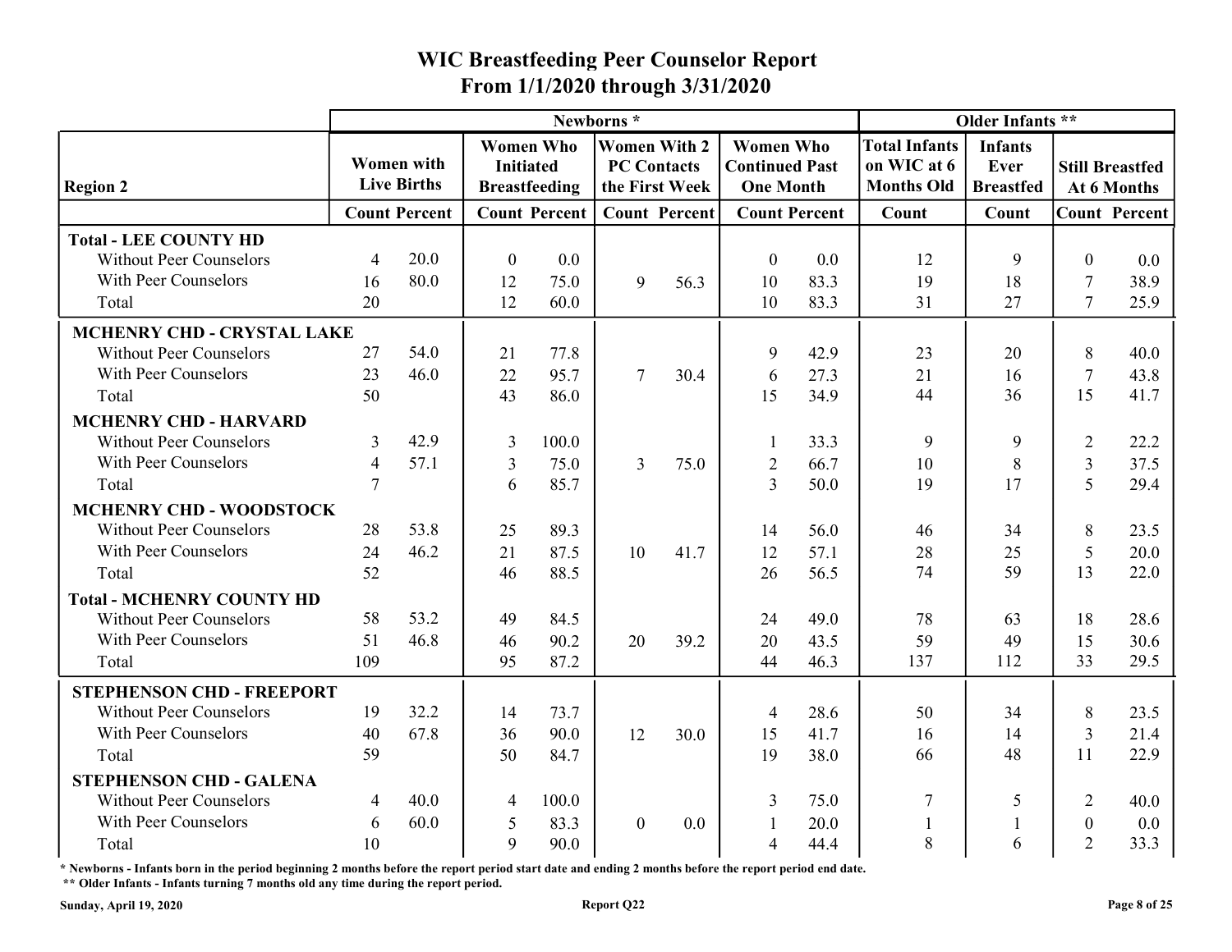# WIC Breastfeeding Peer Counselor Report
## From 1/1/2020 through 3/31/2020

| Region 2 | Newborns * | | | | | | | | Older Infants ** | | | |
|---|---|---|---|---|---|---|---|---|---|---|---|---|
| | Women with Live Births | | Women Who Initiated Breastfeeding | | Women With 2 PC Contacts the First Week | | Women Who Continued Past One Month | | Total Infants on WIC at 6 Months Old | Infants Ever Breastfed | Still Breastfed At 6 Months | |
| | Count | Percent | Count | Percent | Count | Percent | Count | Percent | Count | Count | Count | Percent |
| **Total - LEE COUNTY HD** | | | | | | | | | | | | |
| Without Peer Counselors | 4 | 20.0 | 0 | 0.0 | | | 0 | 0.0 | 12 | 9 | 0 | 0.0 |
| With Peer Counselors | 16 | 80.0 | 12 | 75.0 | 9 | 56.3 | 10 | 83.3 | 19 | 18 | 7 | 38.9 |
| Total | 20 | | 12 | 60.0 | | | 10 | 83.3 | 31 | 27 | 7 | 25.9 |
| **MCHENRY CHD - CRYSTAL LAKE** | | | | | | | | | | | | |
| Without Peer Counselors | 27 | 54.0 | 21 | 77.8 | | | 9 | 42.9 | 23 | 20 | 8 | 40.0 |
| With Peer Counselors | 23 | 46.0 | 22 | 95.7 | 7 | 30.4 | 6 | 27.3 | 21 | 16 | 7 | 43.8 |
| Total | 50 | | 43 | 86.0 | | | 15 | 34.9 | 44 | 36 | 15 | 41.7 |
| **MCHENRY CHD - HARVARD** | | | | | | | | | | | | |
| Without Peer Counselors | 3 | 42.9 | 3 | 100.0 | | | 1 | 33.3 | 9 | 9 | 2 | 22.2 |
| With Peer Counselors | 4 | 57.1 | 3 | 75.0 | 3 | 75.0 | 2 | 66.7 | 10 | 8 | 3 | 37.5 |
| Total | 7 | | 6 | 85.7 | | | 3 | 50.0 | 19 | 17 | 5 | 29.4 |
| **MCHENRY CHD - WOODSTOCK** | | | | | | | | | | | | |
| Without Peer Counselors | 28 | 53.8 | 25 | 89.3 | | | 14 | 56.0 | 46 | 34 | 8 | 23.5 |
| With Peer Counselors | 24 | 46.2 | 21 | 87.5 | 10 | 41.7 | 12 | 57.1 | 28 | 25 | 5 | 20.0 |
| Total | 52 | | 46 | 88.5 | | | 26 | 56.5 | 74 | 59 | 13 | 22.0 |
| **Total - MCHENRY COUNTY HD** | | | | | | | | | | | | |
| Without Peer Counselors | 58 | 53.2 | 49 | 84.5 | | | 24 | 49.0 | 78 | 63 | 18 | 28.6 |
| With Peer Counselors | 51 | 46.8 | 46 | 90.2 | 20 | 39.2 | 20 | 43.5 | 59 | 49 | 15 | 30.6 |
| Total | 109 | | 95 | 87.2 | | | 44 | 46.3 | 137 | 112 | 33 | 29.5 |
| **STEPHENSON CHD - FREEPORT** | | | | | | | | | | | | |
| Without Peer Counselors | 19 | 32.2 | 14 | 73.7 | | | 4 | 28.6 | 50 | 34 | 8 | 23.5 |
| With Peer Counselors | 40 | 67.8 | 36 | 90.0 | 12 | 30.0 | 15 | 41.7 | 16 | 14 | 3 | 21.4 |
| Total | 59 | | 50 | 84.7 | | | 19 | 38.0 | 66 | 48 | 11 | 22.9 |
| **STEPHENSON CHD - GALENA** | | | | | | | | | | | | |
| Without Peer Counselors | 4 | 40.0 | 4 | 100.0 | | | 3 | 75.0 | 7 | 5 | 2 | 40.0 |
| With Peer Counselors | 6 | 60.0 | 5 | 83.3 | 0 | 0.0 | 1 | 20.0 | 1 | 1 | 0 | 0.0 |
| Total | 10 | | 9 | 90.0 | | | 4 | 44.4 | 8 | 6 | 2 | 33.3 |

* Newborns - Infants born in the period beginning 2 months before the report period start date and ending 2 months before the report period end date.

** Older Infants - Infants turning 7 months old any time during the report period.

Sunday, April 19, 2020 — Report Q22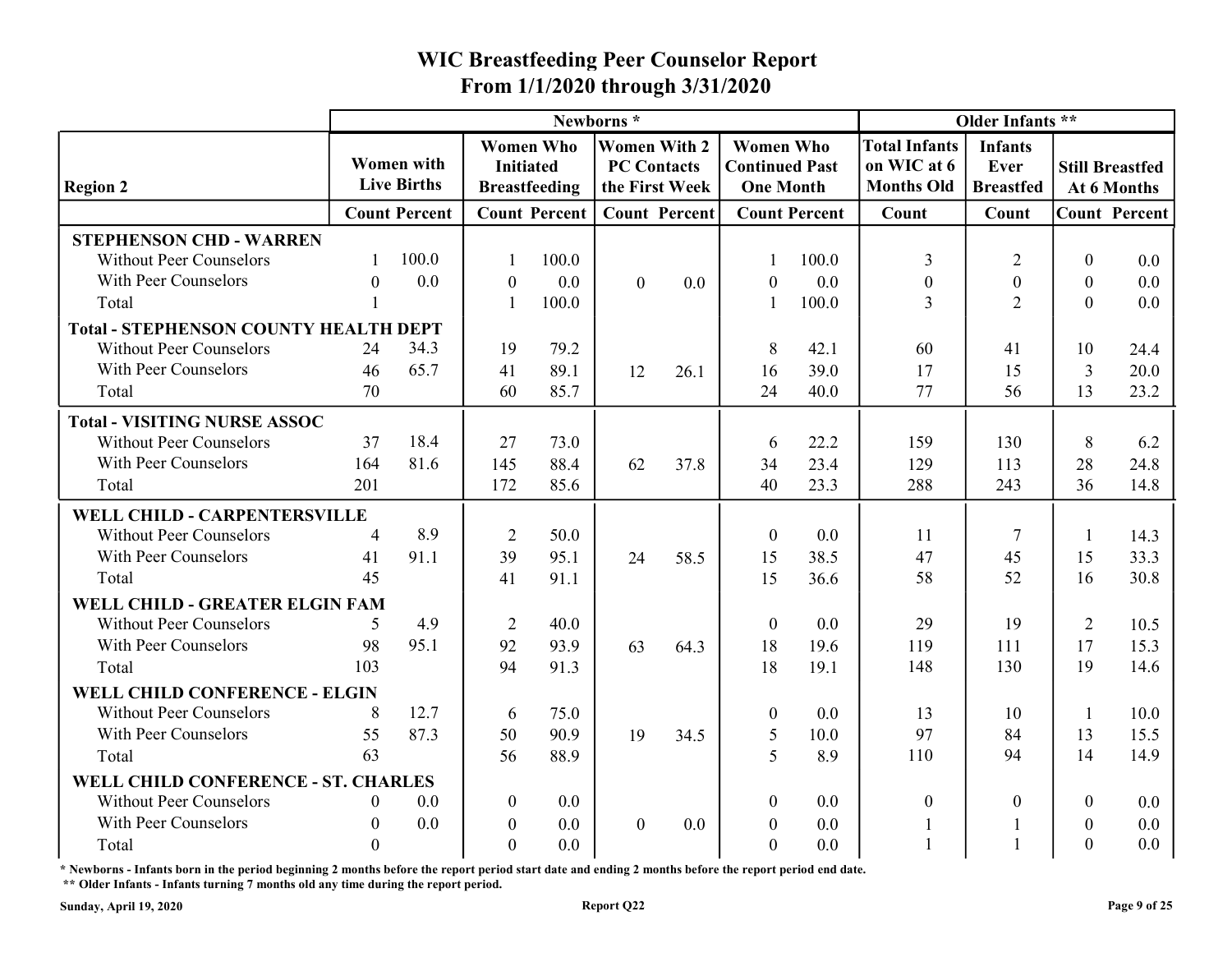# WIC Breastfeeding Peer Counselor Report
## From 1/1/2020 through 3/31/2020

| Region 2 | Newborns * | | | | | | | | Older Infants ** | | | |
|---|---|---|---|---|---|---|---|---|---|---|---|---|
| | Women with Live Births | | Women Who Initiated Breastfeeding | | Women With 2 PC Contacts the First Week | | Women Who Continued Past One Month | | Total Infants on WIC at 6 Months Old | Infants Ever Breastfed | Still Breastfed At 6 Months | |
| | Count | Percent | Count | Percent | Count | Percent | Count | Percent | Count | Count | Count | Percent |
| **STEPHENSON CHD - WARREN** | | | | | | | | | | | | |
| Without Peer Counselors | 1 | 100.0 | 1 | 100.0 | | | 1 | 100.0 | 3 | 2 | 0 | 0.0 |
| With Peer Counselors | 0 | 0.0 | 0 | 0.0 | 0 | 0.0 | 0 | 0.0 | 0 | 0 | 0 | 0.0 |
| Total | 1 | | 1 | 100.0 | | | 1 | 100.0 | 3 | 2 | 0 | 0.0 |
| **Total - STEPHENSON COUNTY HEALTH DEPT** | | | | | | | | | | | | |
| Without Peer Counselors | 24 | 34.3 | 19 | 79.2 | | | 8 | 42.1 | 60 | 41 | 10 | 24.4 |
| With Peer Counselors | 46 | 65.7 | 41 | 89.1 | 12 | 26.1 | 16 | 39.0 | 17 | 15 | 3 | 20.0 |
| Total | 70 | | 60 | 85.7 | | | 24 | 40.0 | 77 | 56 | 13 | 23.2 |
| **Total - VISITING NURSE ASSOC** | | | | | | | | | | | | |
| Without Peer Counselors | 37 | 18.4 | 27 | 73.0 | | | 6 | 22.2 | 159 | 130 | 8 | 6.2 |
| With Peer Counselors | 164 | 81.6 | 145 | 88.4 | 62 | 37.8 | 34 | 23.4 | 129 | 113 | 28 | 24.8 |
| Total | 201 | | 172 | 85.6 | | | 40 | 23.3 | 288 | 243 | 36 | 14.8 |
| **WELL CHILD - CARPENTERSVILLE** | | | | | | | | | | | | |
| Without Peer Counselors | 4 | 8.9 | 2 | 50.0 | | | 0 | 0.0 | 11 | 7 | 1 | 14.3 |
| With Peer Counselors | 41 | 91.1 | 39 | 95.1 | 24 | 58.5 | 15 | 38.5 | 47 | 45 | 15 | 33.3 |
| Total | 45 | | 41 | 91.1 | | | 15 | 36.6 | 58 | 52 | 16 | 30.8 |
| **WELL CHILD - GREATER ELGIN FAM** | | | | | | | | | | | | |
| Without Peer Counselors | 5 | 4.9 | 2 | 40.0 | | | 0 | 0.0 | 29 | 19 | 2 | 10.5 |
| With Peer Counselors | 98 | 95.1 | 92 | 93.9 | 63 | 64.3 | 18 | 19.6 | 119 | 111 | 17 | 15.3 |
| Total | 103 | | 94 | 91.3 | | | 18 | 19.1 | 148 | 130 | 19 | 14.6 |
| **WELL CHILD CONFERENCE - ELGIN** | | | | | | | | | | | | |
| Without Peer Counselors | 8 | 12.7 | 6 | 75.0 | | | 0 | 0.0 | 13 | 10 | 1 | 10.0 |
| With Peer Counselors | 55 | 87.3 | 50 | 90.9 | 19 | 34.5 | 5 | 10.0 | 97 | 84 | 13 | 15.5 |
| Total | 63 | | 56 | 88.9 | | | 5 | 8.9 | 110 | 94 | 14 | 14.9 |
| **WELL CHILD CONFERENCE - ST. CHARLES** | | | | | | | | | | | | |
| Without Peer Counselors | 0 | 0.0 | 0 | 0.0 | | | 0 | 0.0 | 0 | 0 | 0 | 0.0 |
| With Peer Counselors | 0 | 0.0 | 0 | 0.0 | 0 | 0.0 | 0 | 0.0 | 1 | 1 | 0 | 0.0 |
| Total | 0 | | 0 | 0.0 | | | 0 | 0.0 | 1 | 1 | 0 | 0.0 |

**\* Newborns - Infants born in the period beginning 2 months before the report period start date and ending 2 months before the report period end date.**

**\*\* Older Infants - Infants turning 7 months old any time during the report period.**

**Sunday, April 19, 2020** **Report Q22**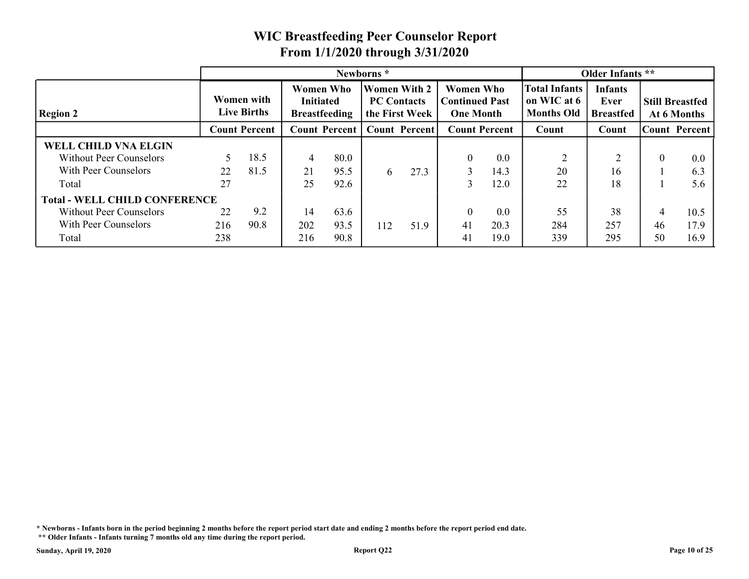# WIC Breastfeeding Peer Counselor Report
## From 1/1/2020 through 3/31/2020

| Region 2 | Newborns * | | | | | | | | Older Infants ** | | | |
|---|---|---|---|---|---|---|---|---|---|---|---|---|
| | Women with Live Births | | Women Who Initiated Breastfeeding | | Women With 2 PC Contacts the First Week | | Women Who Continued Past One Month | | Total Infants on WIC at 6 Months Old | Infants Ever Breastfed | Still Breastfed At 6 Months | |
| | Count | Percent | Count | Percent | Count | Percent | Count | Percent | Count | Count | Count | Percent |
| **WELL CHILD VNA ELGIN** | | | | | | | | | | | | |
| Without Peer Counselors | 5 | 18.5 | 4 | 80.0 | | | 0 | 0.0 | 2 | 2 | 0 | 0.0 |
| With Peer Counselors | 22 | 81.5 | 21 | 95.5 | 6 | 27.3 | 3 | 14.3 | 20 | 16 | 1 | 6.3 |
| Total | 27 | | 25 | 92.6 | | | 3 | 12.0 | 22 | 18 | 1 | 5.6 |
| **Total - WELL CHILD CONFERENCE** | | | | | | | | | | | | |
| Without Peer Counselors | 22 | 9.2 | 14 | 63.6 | | | 0 | 0.0 | 55 | 38 | 4 | 10.5 |
| With Peer Counselors | 216 | 90.8 | 202 | 93.5 | 112 | 51.9 | 41 | 20.3 | 284 | 257 | 46 | 17.9 |
| Total | 238 | | 216 | 90.8 | | | 41 | 19.0 | 339 | 295 | 50 | 16.9 |

**\* Newborns - Infants born in the period beginning 2 months before the report period start date and ending 2 months before the report period end date.**

**\*\* Older Infants - Infants turning 7 months old any time during the report period.**

**Sunday, April 19, 2020** **Report Q22**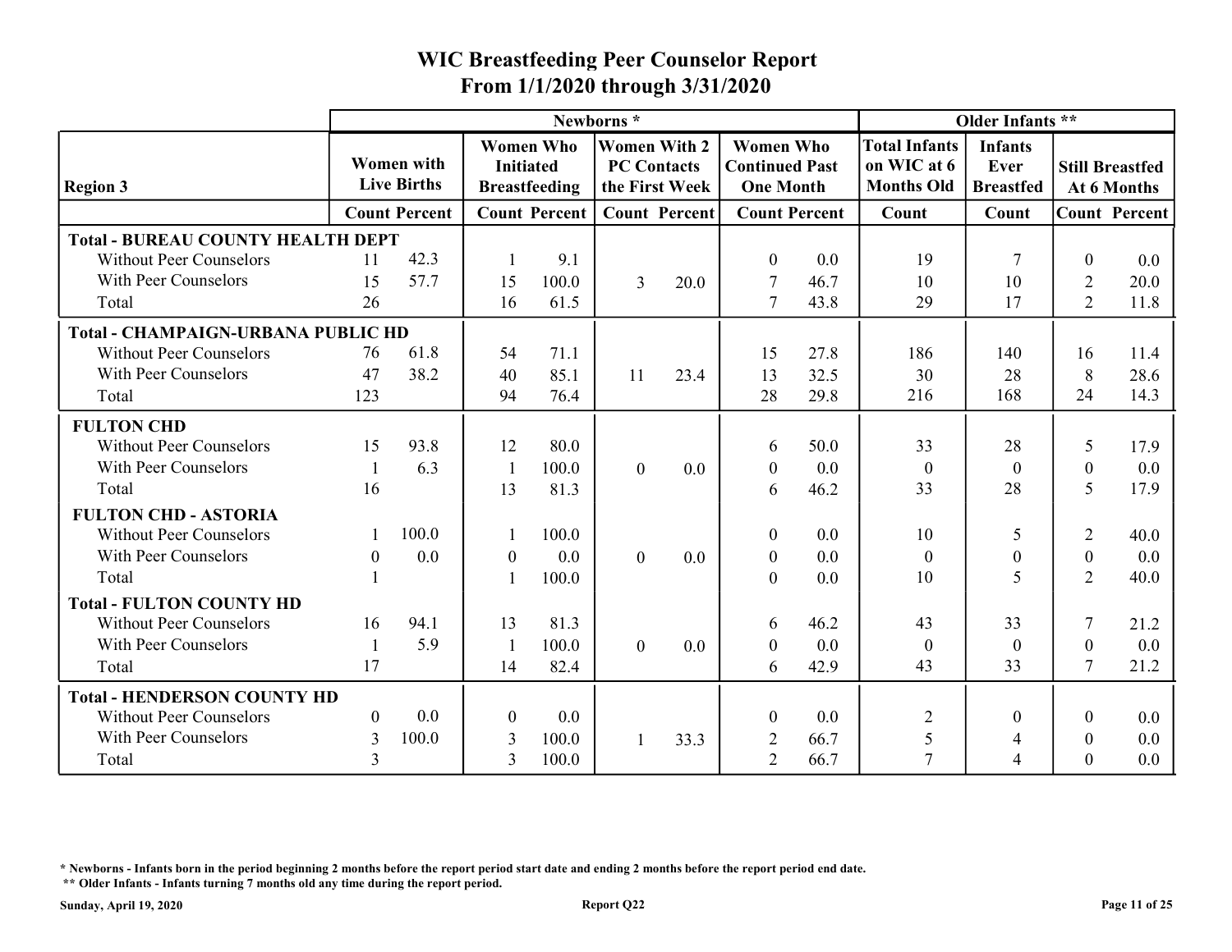# WIC Breastfeeding Peer Counselor Report

## From 1/1/2020 through 3/31/2020

| Region 3 | Newborns * | | | | | | | | Older Infants ** | | | |
|---|---|---|---|---|---|---|---|---|---|---|---|---|
| | Women with Live Births | | Women Who Initiated Breastfeeding | | Women With 2 PC Contacts the First Week | | Women Who Continued Past One Month | | Total Infants on WIC at 6 Months Old | Infants Ever Breastfed | Still Breastfed At 6 Months | |
| | Count | Percent | Count | Percent | Count | Percent | Count | Percent | Count | Count | Count | Percent |
| **Total - BUREAU COUNTY HEALTH DEPT** | | | | | | | | | | | | |
| Without Peer Counselors | 11 | 42.3 | 1 | 9.1 | | | 0 | 0.0 | 19 | 7 | 0 | 0.0 |
| With Peer Counselors | 15 | 57.7 | 15 | 100.0 | 3 | 20.0 | 7 | 46.7 | 10 | 10 | 2 | 20.0 |
| Total | 26 | | 16 | 61.5 | | | 7 | 43.8 | 29 | 17 | 2 | 11.8 |
| **Total - CHAMPAIGN-URBANA PUBLIC HD** | | | | | | | | | | | | |
| Without Peer Counselors | 76 | 61.8 | 54 | 71.1 | | | 15 | 27.8 | 186 | 140 | 16 | 11.4 |
| With Peer Counselors | 47 | 38.2 | 40 | 85.1 | 11 | 23.4 | 13 | 32.5 | 30 | 28 | 8 | 28.6 |
| Total | 123 | | 94 | 76.4 | | | 28 | 29.8 | 216 | 168 | 24 | 14.3 |
| **FULTON CHD** | | | | | | | | | | | | |
| Without Peer Counselors | 15 | 93.8 | 12 | 80.0 | | | 6 | 50.0 | 33 | 28 | 5 | 17.9 |
| With Peer Counselors | 1 | 6.3 | 1 | 100.0 | 0 | 0.0 | 0 | 0.0 | 0 | 0 | 0 | 0.0 |
| Total | 16 | | 13 | 81.3 | | | 6 | 46.2 | 33 | 28 | 5 | 17.9 |
| **FULTON CHD - ASTORIA** | | | | | | | | | | | | |
| Without Peer Counselors | 1 | 100.0 | 1 | 100.0 | | | 0 | 0.0 | 10 | 5 | 2 | 40.0 |
| With Peer Counselors | 0 | 0.0 | 0 | 0.0 | 0 | 0.0 | 0 | 0.0 | 0 | 0 | 0 | 0.0 |
| Total | 1 | | 1 | 100.0 | | | 0 | 0.0 | 10 | 5 | 2 | 40.0 |
| **Total - FULTON COUNTY HD** | | | | | | | | | | | | |
| Without Peer Counselors | 16 | 94.1 | 13 | 81.3 | | | 6 | 46.2 | 43 | 33 | 7 | 21.2 |
| With Peer Counselors | 1 | 5.9 | 1 | 100.0 | 0 | 0.0 | 0 | 0.0 | 0 | 0 | 0 | 0.0 |
| Total | 17 | | 14 | 82.4 | | | 6 | 42.9 | 43 | 33 | 7 | 21.2 |
| **Total - HENDERSON COUNTY HD** | | | | | | | | | | | | |
| Without Peer Counselors | 0 | 0.0 | 0 | 0.0 | | | 0 | 0.0 | 2 | 0 | 0 | 0.0 |
| With Peer Counselors | 3 | 100.0 | 3 | 100.0 | 1 | 33.3 | 2 | 66.7 | 5 | 4 | 0 | 0.0 |
| Total | 3 | | 3 | 100.0 | | | 2 | 66.7 | 7 | 4 | 0 | 0.0 |

* Newborns - Infants born in the period beginning 2 months before the report period start date and ending 2 months before the report period end date.

** Older Infants - Infants turning 7 months old any time during the report period.

Sunday, April 19, 2020 — Report Q22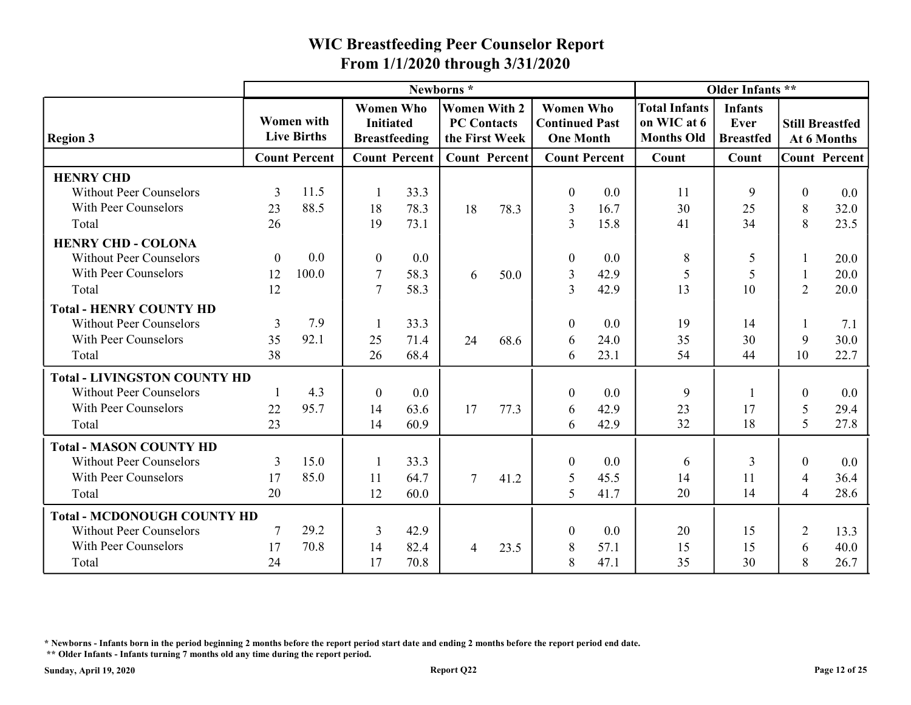# WIC Breastfeeding Peer Counselor Report
## From 1/1/2020 through 3/31/2020

| Region 3 | Newborns * | | | | | | | | Older Infants ** | | | |
|---|---|---|---|---|---|---|---|---|---|---|---|---|
| | Women with Live Births | | Women Who Initiated Breastfeeding | | Women With 2 PC Contacts the First Week | | Women Who Continued Past One Month | | Total Infants on WIC at 6 Months Old | Infants Ever Breastfed | Still Breastfed At 6 Months | |
| | Count | Percent | Count | Percent | Count | Percent | Count | Percent | Count | Count | Count | Percent |
| **HENRY CHD** | | | | | | | | | | | | |
| Without Peer Counselors | 3 | 11.5 | 1 | 33.3 | | | 0 | 0.0 | 11 | 9 | 0 | 0.0 |
| With Peer Counselors | 23 | 88.5 | 18 | 78.3 | 18 | 78.3 | 3 | 16.7 | 30 | 25 | 8 | 32.0 |
| Total | 26 | | 19 | 73.1 | | | 3 | 15.8 | 41 | 34 | 8 | 23.5 |
| **HENRY CHD - COLONA** | | | | | | | | | | | | |
| Without Peer Counselors | 0 | 0.0 | 0 | 0.0 | | | 0 | 0.0 | 8 | 5 | 1 | 20.0 |
| With Peer Counselors | 12 | 100.0 | 7 | 58.3 | 6 | 50.0 | 3 | 42.9 | 5 | 5 | 1 | 20.0 |
| Total | 12 | | 7 | 58.3 | | | 3 | 42.9 | 13 | 10 | 2 | 20.0 |
| **Total - HENRY COUNTY HD** | | | | | | | | | | | | |
| Without Peer Counselors | 3 | 7.9 | 1 | 33.3 | | | 0 | 0.0 | 19 | 14 | 1 | 7.1 |
| With Peer Counselors | 35 | 92.1 | 25 | 71.4 | 24 | 68.6 | 6 | 24.0 | 35 | 30 | 9 | 30.0 |
| Total | 38 | | 26 | 68.4 | | | 6 | 23.1 | 54 | 44 | 10 | 22.7 |
| **Total - LIVINGSTON COUNTY HD** | | | | | | | | | | | | |
| Without Peer Counselors | 1 | 4.3 | 0 | 0.0 | | | 0 | 0.0 | 9 | 1 | 0 | 0.0 |
| With Peer Counselors | 22 | 95.7 | 14 | 63.6 | 17 | 77.3 | 6 | 42.9 | 23 | 17 | 5 | 29.4 |
| Total | 23 | | 14 | 60.9 | | | 6 | 42.9 | 32 | 18 | 5 | 27.8 |
| **Total - MASON COUNTY HD** | | | | | | | | | | | | |
| Without Peer Counselors | 3 | 15.0 | 1 | 33.3 | | | 0 | 0.0 | 6 | 3 | 0 | 0.0 |
| With Peer Counselors | 17 | 85.0 | 11 | 64.7 | 7 | 41.2 | 5 | 45.5 | 14 | 11 | 4 | 36.4 |
| Total | 20 | | 12 | 60.0 | | | 5 | 41.7 | 20 | 14 | 4 | 28.6 |
| **Total - MCDONOUGH COUNTY HD** | | | | | | | | | | | | |
| Without Peer Counselors | 7 | 29.2 | 3 | 42.9 | | | 0 | 0.0 | 20 | 15 | 2 | 13.3 |
| With Peer Counselors | 17 | 70.8 | 14 | 82.4 | 4 | 23.5 | 8 | 57.1 | 15 | 15 | 6 | 40.0 |
| Total | 24 | | 17 | 70.8 | | | 8 | 47.1 | 35 | 30 | 8 | 26.7 |

**\* Newborns - Infants born in the period beginning 2 months before the report period start date and ending 2 months before the report period end date.**

**\*\* Older Infants - Infants turning 7 months old any time during the report period.**

**Sunday, April 19, 2020** **Report Q22**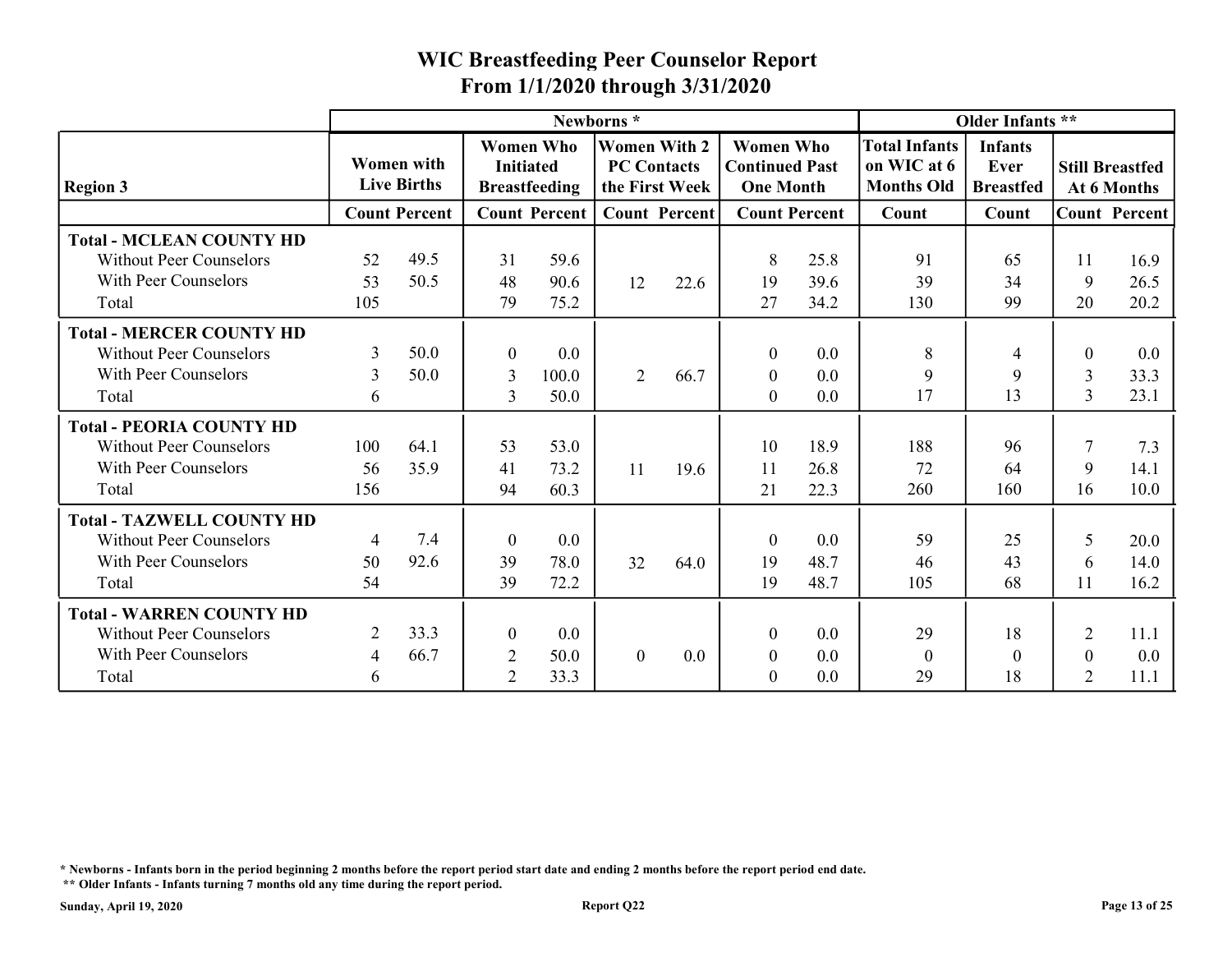# WIC Breastfeeding Peer Counselor Report

## From 1/1/2020 through 3/31/2020

| | Newborns * | | | | | | | | Older Infants ** | | | |
|---|---|---|---|---|---|---|---|---|---|---|---|---|
| Region 3 | Women with Live Births | | Women Who Initiated Breastfeeding | | Women With 2 PC Contacts the First Week | | Women Who Continued Past One Month | | Total Infants on WIC at 6 Months Old | Infants Ever Breastfed | Still Breastfed At 6 Months | |
| | Count | Percent | Count | Percent | Count | Percent | Count | Percent | Count | Count | Count | Percent |
| **Total - MCLEAN COUNTY HD** | | | | | | | | | | | | |
| Without Peer Counselors | 52 | 49.5 | 31 | 59.6 | | | 8 | 25.8 | 91 | 65 | 11 | 16.9 |
| With Peer Counselors | 53 | 50.5 | 48 | 90.6 | 12 | 22.6 | 19 | 39.6 | 39 | 34 | 9 | 26.5 |
| Total | 105 | | 79 | 75.2 | | | 27 | 34.2 | 130 | 99 | 20 | 20.2 |
| **Total - MERCER COUNTY HD** | | | | | | | | | | | | |
| Without Peer Counselors | 3 | 50.0 | 0 | 0.0 | | | 0 | 0.0 | 8 | 4 | 0 | 0.0 |
| With Peer Counselors | 3 | 50.0 | 3 | 100.0 | 2 | 66.7 | 0 | 0.0 | 9 | 9 | 3 | 33.3 |
| Total | 6 | | 3 | 50.0 | | | 0 | 0.0 | 17 | 13 | 3 | 23.1 |
| **Total - PEORIA COUNTY HD** | | | | | | | | | | | | |
| Without Peer Counselors | 100 | 64.1 | 53 | 53.0 | | | 10 | 18.9 | 188 | 96 | 7 | 7.3 |
| With Peer Counselors | 56 | 35.9 | 41 | 73.2 | 11 | 19.6 | 11 | 26.8 | 72 | 64 | 9 | 14.1 |
| Total | 156 | | 94 | 60.3 | | | 21 | 22.3 | 260 | 160 | 16 | 10.0 |
| **Total - TAZWELL COUNTY HD** | | | | | | | | | | | | |
| Without Peer Counselors | 4 | 7.4 | 0 | 0.0 | | | 0 | 0.0 | 59 | 25 | 5 | 20.0 |
| With Peer Counselors | 50 | 92.6 | 39 | 78.0 | 32 | 64.0 | 19 | 48.7 | 46 | 43 | 6 | 14.0 |
| Total | 54 | | 39 | 72.2 | | | 19 | 48.7 | 105 | 68 | 11 | 16.2 |
| **Total - WARREN COUNTY HD** | | | | | | | | | | | | |
| Without Peer Counselors | 2 | 33.3 | 0 | 0.0 | | | 0 | 0.0 | 29 | 18 | 2 | 11.1 |
| With Peer Counselors | 4 | 66.7 | 2 | 50.0 | 0 | 0.0 | 0 | 0.0 | 0 | 0 | 0 | 0.0 |
| Total | 6 | | 2 | 33.3 | | | 0 | 0.0 | 29 | 18 | 2 | 11.1 |

* Newborns - Infants born in the period beginning 2 months before the report period start date and ending 2 months before the report period end date.

** Older Infants - Infants turning 7 months old any time during the report period.

Sunday, April 19, 2020 Report Q22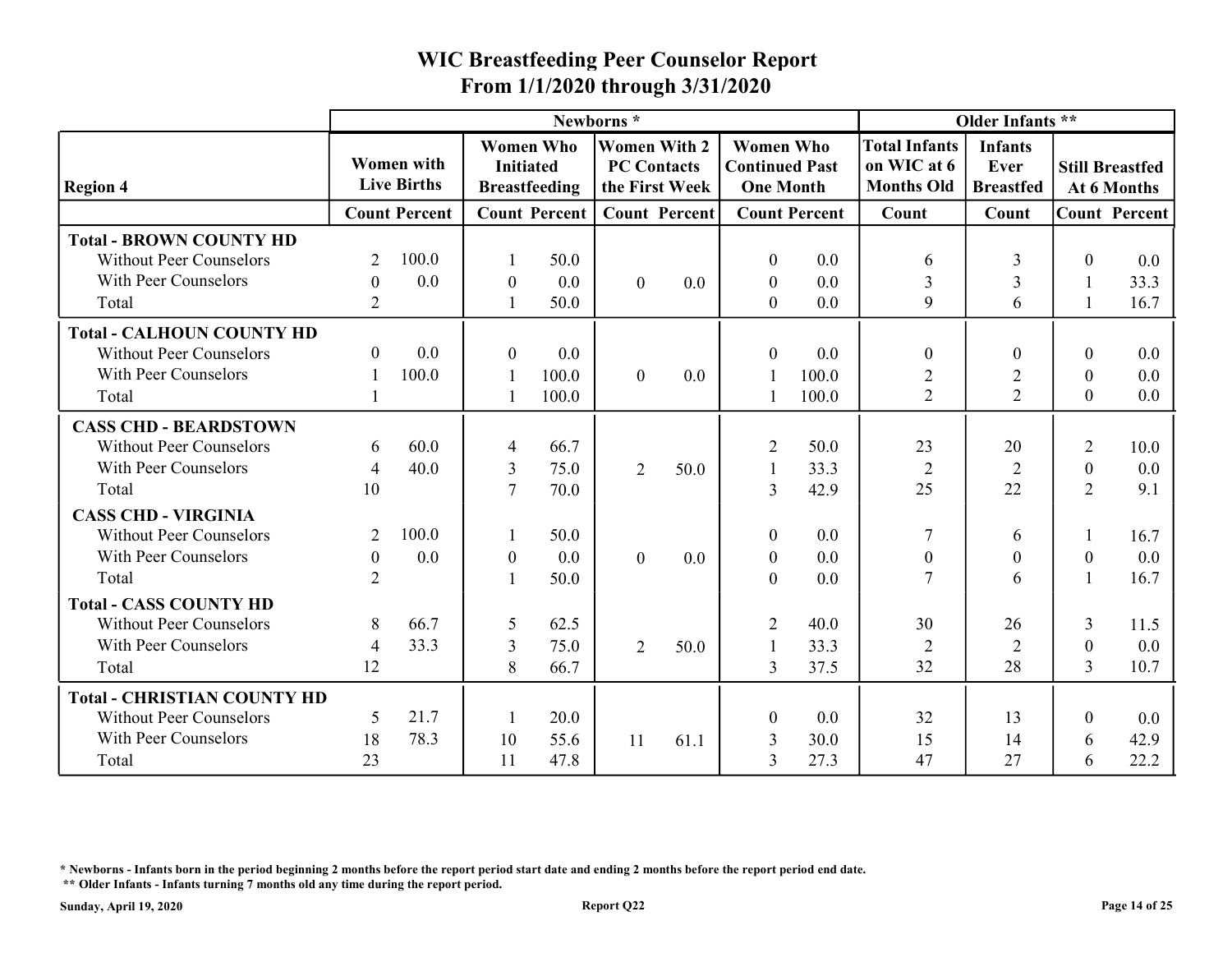# WIC Breastfeeding Peer Counselor Report
## From 1/1/2020 through 3/31/2020

| Region 4 | Newborns * | | | | | | | | Older Infants ** | | | |
|---|---|---|---|---|---|---|---|---|---|---|---|---|
| | Women with Live Births | | Women Who Initiated Breastfeeding | | Women With 2 PC Contacts the First Week | | Women Who Continued Past One Month | | Total Infants on WIC at 6 Months Old | Infants Ever Breastfed | Still Breastfed At 6 Months | |
| | Count | Percent | Count | Percent | Count | Percent | Count | Percent | Count | Count | Count | Percent |
| **Total - BROWN COUNTY HD** | | | | | | | | | | | | |
| Without Peer Counselors | 2 | 100.0 | 1 | 50.0 | | | 0 | 0.0 | 6 | 3 | 0 | 0.0 |
| With Peer Counselors | 0 | 0.0 | 0 | 0.0 | 0 | 0.0 | 0 | 0.0 | 3 | 3 | 1 | 33.3 |
| Total | 2 | | 1 | 50.0 | | | 0 | 0.0 | 9 | 6 | 1 | 16.7 |
| **Total - CALHOUN COUNTY HD** | | | | | | | | | | | | |
| Without Peer Counselors | 0 | 0.0 | 0 | 0.0 | | | 0 | 0.0 | 0 | 0 | 0 | 0.0 |
| With Peer Counselors | 1 | 100.0 | 1 | 100.0 | 0 | 0.0 | 1 | 100.0 | 2 | 2 | 0 | 0.0 |
| Total | 1 | | 1 | 100.0 | | | 1 | 100.0 | 2 | 2 | 0 | 0.0 |
| **CASS CHD - BEARDSTOWN** | | | | | | | | | | | | |
| Without Peer Counselors | 6 | 60.0 | 4 | 66.7 | | | 2 | 50.0 | 23 | 20 | 2 | 10.0 |
| With Peer Counselors | 4 | 40.0 | 3 | 75.0 | 2 | 50.0 | 1 | 33.3 | 2 | 2 | 0 | 0.0 |
| Total | 10 | | 7 | 70.0 | | | 3 | 42.9 | 25 | 22 | 2 | 9.1 |
| **CASS CHD - VIRGINIA** | | | | | | | | | | | | |
| Without Peer Counselors | 2 | 100.0 | 1 | 50.0 | | | 0 | 0.0 | 7 | 6 | 1 | 16.7 |
| With Peer Counselors | 0 | 0.0 | 0 | 0.0 | 0 | 0.0 | 0 | 0.0 | 0 | 0 | 0 | 0.0 |
| Total | 2 | | 1 | 50.0 | | | 0 | 0.0 | 7 | 6 | 1 | 16.7 |
| **Total - CASS COUNTY HD** | | | | | | | | | | | | |
| Without Peer Counselors | 8 | 66.7 | 5 | 62.5 | | | 2 | 40.0 | 30 | 26 | 3 | 11.5 |
| With Peer Counselors | 4 | 33.3 | 3 | 75.0 | 2 | 50.0 | 1 | 33.3 | 2 | 2 | 0 | 0.0 |
| Total | 12 | | 8 | 66.7 | | | 3 | 37.5 | 32 | 28 | 3 | 10.7 |
| **Total - CHRISTIAN COUNTY HD** | | | | | | | | | | | | |
| Without Peer Counselors | 5 | 21.7 | 1 | 20.0 | | | 0 | 0.0 | 32 | 13 | 0 | 0.0 |
| With Peer Counselors | 18 | 78.3 | 10 | 55.6 | 11 | 61.1 | 3 | 30.0 | 15 | 14 | 6 | 42.9 |
| Total | 23 | | 11 | 47.8 | | | 3 | 27.3 | 47 | 27 | 6 | 22.2 |

\* Newborns - Infants born in the period beginning 2 months before the report period start date and ending 2 months before the report period end date.

\*\* Older Infants - Infants turning 7 months old any time during the report period.

Sunday, April 19, 2020

Report Q22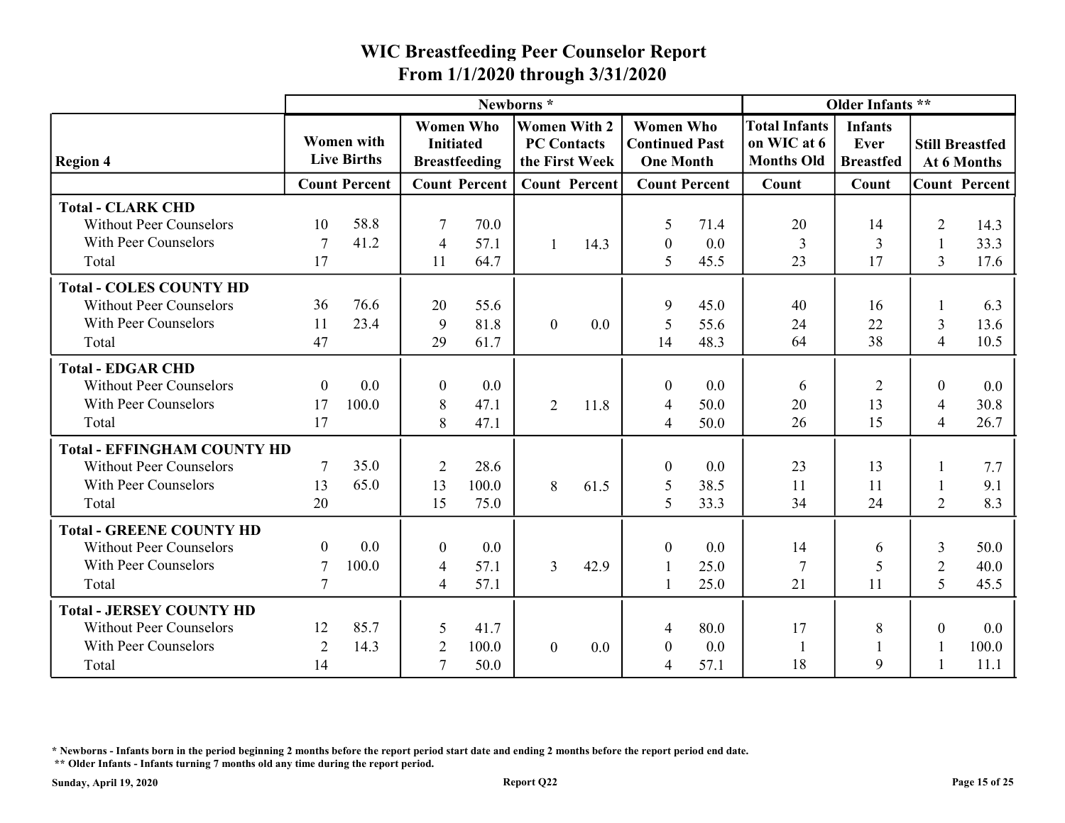# WIC Breastfeeding Peer Counselor Report

## From 1/1/2020 through 3/31/2020

| Region 4 | Newborns * | | | | | | | | Older Infants ** | | | |
|---|---|---|---|---|---|---|---|---|---|---|---|---|
| | Women with Live Births | | Women Who Initiated Breastfeeding | | Women With 2 PC Contacts the First Week | | Women Who Continued Past One Month | | Total Infants on WIC at 6 Months Old | Infants Ever Breastfed | Still Breastfed At 6 Months | |
| | Count | Percent | Count | Percent | Count | Percent | Count | Percent | Count | Count | Count | Percent |
| **Total - CLARK CHD** | | | | | | | | | | | | |
| Without Peer Counselors | 10 | 58.8 | 7 | 70.0 | | | 5 | 71.4 | 20 | 14 | 2 | 14.3 |
| With Peer Counselors | 7 | 41.2 | 4 | 57.1 | 1 | 14.3 | 0 | 0.0 | 3 | 3 | 1 | 33.3 |
| Total | 17 | | 11 | 64.7 | | | 5 | 45.5 | 23 | 17 | 3 | 17.6 |
| **Total - COLES COUNTY HD** | | | | | | | | | | | | |
| Without Peer Counselors | 36 | 76.6 | 20 | 55.6 | | | 9 | 45.0 | 40 | 16 | 1 | 6.3 |
| With Peer Counselors | 11 | 23.4 | 9 | 81.8 | 0 | 0.0 | 5 | 55.6 | 24 | 22 | 3 | 13.6 |
| Total | 47 | | 29 | 61.7 | | | 14 | 48.3 | 64 | 38 | 4 | 10.5 |
| **Total - EDGAR CHD** | | | | | | | | | | | | |
| Without Peer Counselors | 0 | 0.0 | 0 | 0.0 | | | 0 | 0.0 | 6 | 2 | 0 | 0.0 |
| With Peer Counselors | 17 | 100.0 | 8 | 47.1 | 2 | 11.8 | 4 | 50.0 | 20 | 13 | 4 | 30.8 |
| Total | 17 | | 8 | 47.1 | | | 4 | 50.0 | 26 | 15 | 4 | 26.7 |
| **Total - EFFINGHAM COUNTY HD** | | | | | | | | | | | | |
| Without Peer Counselors | 7 | 35.0 | 2 | 28.6 | | | 0 | 0.0 | 23 | 13 | 1 | 7.7 |
| With Peer Counselors | 13 | 65.0 | 13 | 100.0 | 8 | 61.5 | 5 | 38.5 | 11 | 11 | 1 | 9.1 |
| Total | 20 | | 15 | 75.0 | | | 5 | 33.3 | 34 | 24 | 2 | 8.3 |
| **Total - GREENE COUNTY HD** | | | | | | | | | | | | |
| Without Peer Counselors | 0 | 0.0 | 0 | 0.0 | | | 0 | 0.0 | 14 | 6 | 3 | 50.0 |
| With Peer Counselors | 7 | 100.0 | 4 | 57.1 | 3 | 42.9 | 1 | 25.0 | 7 | 5 | 2 | 40.0 |
| Total | 7 | | 4 | 57.1 | | | 1 | 25.0 | 21 | 11 | 5 | 45.5 |
| **Total - JERSEY COUNTY HD** | | | | | | | | | | | | |
| Without Peer Counselors | 12 | 85.7 | 5 | 41.7 | | | 4 | 80.0 | 17 | 8 | 0 | 0.0 |
| With Peer Counselors | 2 | 14.3 | 2 | 100.0 | 0 | 0.0 | 0 | 0.0 | 1 | 1 | 1 | 100.0 |
| Total | 14 | | 7 | 50.0 | | | 4 | 57.1 | 18 | 9 | 1 | 11.1 |

**\* Newborns - Infants born in the period beginning 2 months before the report period start date and ending 2 months before the report period end date.**

**\*\* Older Infants - Infants turning 7 months old any time during the report period.**

**Sunday, April 19, 2020** **Report Q22**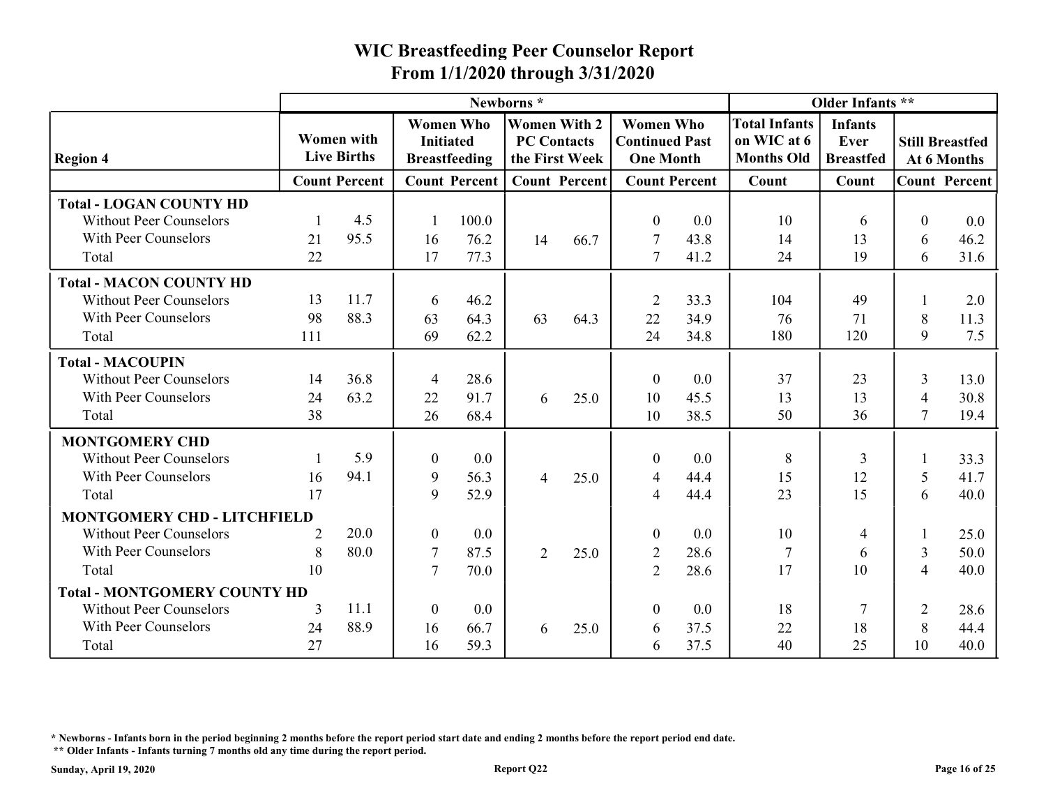# WIC Breastfeeding Peer Counselor Report
## From 1/1/2020 through 3/31/2020

| Region 4 | Newborns * | | | | | | | | Older Infants ** | | | |
|---|---|---|---|---|---|---|---|---|---|---|---|---|
| | Women with Live Births | | Women Who Initiated Breastfeeding | | Women With 2 PC Contacts the First Week | | Women Who Continued Past One Month | | Total Infants on WIC at 6 Months Old | Infants Ever Breastfed | Still Breastfed At 6 Months | |
| | Count | Percent | Count | Percent | Count | Percent | Count | Percent | Count | Count | Count | Percent |
| **Total - LOGAN COUNTY HD** | | | | | | | | | | | | |
| Without Peer Counselors | 1 | 4.5 | 1 | 100.0 | | | 0 | 0.0 | 10 | 6 | 0 | 0.0 |
| With Peer Counselors | 21 | 95.5 | 16 | 76.2 | 14 | 66.7 | 7 | 43.8 | 14 | 13 | 6 | 46.2 |
| Total | 22 | | 17 | 77.3 | | | 7 | 41.2 | 24 | 19 | 6 | 31.6 |
| **Total - MACON COUNTY HD** | | | | | | | | | | | | |
| Without Peer Counselors | 13 | 11.7 | 6 | 46.2 | | | 2 | 33.3 | 104 | 49 | 1 | 2.0 |
| With Peer Counselors | 98 | 88.3 | 63 | 64.3 | 63 | 64.3 | 22 | 34.9 | 76 | 71 | 8 | 11.3 |
| Total | 111 | | 69 | 62.2 | | | 24 | 34.8 | 180 | 120 | 9 | 7.5 |
| **Total - MACOUPIN** | | | | | | | | | | | | |
| Without Peer Counselors | 14 | 36.8 | 4 | 28.6 | | | 0 | 0.0 | 37 | 23 | 3 | 13.0 |
| With Peer Counselors | 24 | 63.2 | 22 | 91.7 | 6 | 25.0 | 10 | 45.5 | 13 | 13 | 4 | 30.8 |
| Total | 38 | | 26 | 68.4 | | | 10 | 38.5 | 50 | 36 | 7 | 19.4 |
| **MONTGOMERY CHD** | | | | | | | | | | | | |
| Without Peer Counselors | 1 | 5.9 | 0 | 0.0 | | | 0 | 0.0 | 8 | 3 | 1 | 33.3 |
| With Peer Counselors | 16 | 94.1 | 9 | 56.3 | 4 | 25.0 | 4 | 44.4 | 15 | 12 | 5 | 41.7 |
| Total | 17 | | 9 | 52.9 | | | 4 | 44.4 | 23 | 15 | 6 | 40.0 |
| **MONTGOMERY CHD - LITCHFIELD** | | | | | | | | | | | | |
| Without Peer Counselors | 2 | 20.0 | 0 | 0.0 | | | 0 | 0.0 | 10 | 4 | 1 | 25.0 |
| With Peer Counselors | 8 | 80.0 | 7 | 87.5 | 2 | 25.0 | 2 | 28.6 | 7 | 6 | 3 | 50.0 |
| Total | 10 | | 7 | 70.0 | | | 2 | 28.6 | 17 | 10 | 4 | 40.0 |
| **Total - MONTGOMERY COUNTY HD** | | | | | | | | | | | | |
| Without Peer Counselors | 3 | 11.1 | 0 | 0.0 | | | 0 | 0.0 | 18 | 7 | 2 | 28.6 |
| With Peer Counselors | 24 | 88.9 | 16 | 66.7 | 6 | 25.0 | 6 | 37.5 | 22 | 18 | 8 | 44.4 |
| Total | 27 | | 16 | 59.3 | | | 6 | 37.5 | 40 | 25 | 10 | 40.0 |

\* Newborns - Infants born in the period beginning 2 months before the report period start date and ending 2 months before the report period end date.

\*\* Older Infants - Infants turning 7 months old any time during the report period.

Sunday, April 19, 2020 — Report Q22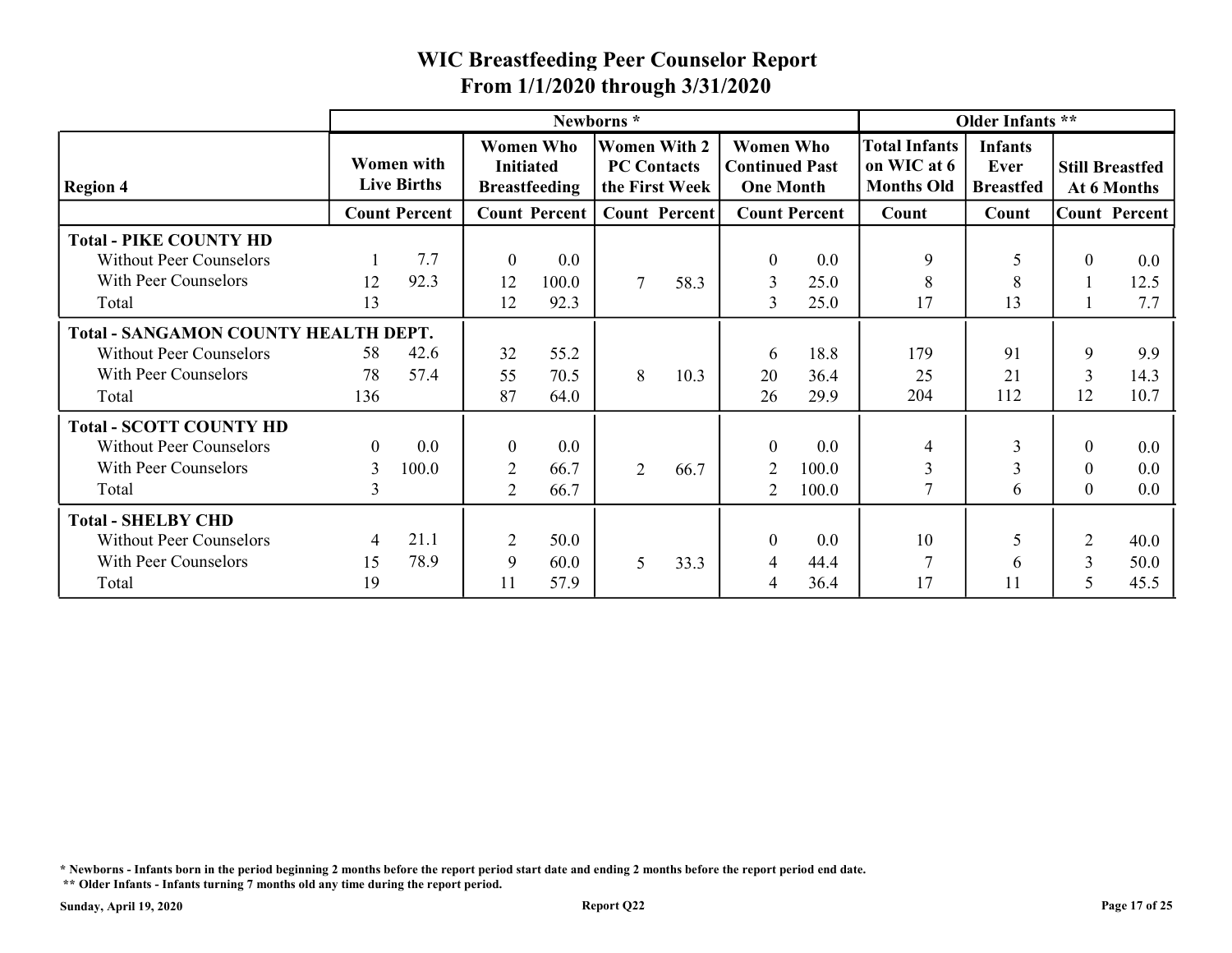# WIC Breastfeeding Peer Counselor Report
## From 1/1/2020 through 3/31/2020

| Region 4 | Newborns * | | | | | | | | Older Infants ** | | | |
|---|---|---|---|---|---|---|---|---|---|---|---|---|
| | Women with Live Births | | Women Who Initiated Breastfeeding | | Women With 2 PC Contacts the First Week | | Women Who Continued Past One Month | | Total Infants on WIC at 6 Months Old | Infants Ever Breastfed | Still Breastfed At 6 Months | |
| | Count | Percent | Count | Percent | Count | Percent | Count | Percent | Count | Count | Count | Percent |
| **Total - PIKE COUNTY HD** | | | | | | | | | | | | |
| Without Peer Counselors | 1 | 7.7 | 0 | 0.0 | | | 0 | 0.0 | 9 | 5 | 0 | 0.0 |
| With Peer Counselors | 12 | 92.3 | 12 | 100.0 | 7 | 58.3 | 3 | 25.0 | 8 | 8 | 1 | 12.5 |
| Total | 13 | | 12 | 92.3 | | | 3 | 25.0 | 17 | 13 | 1 | 7.7 |
| **Total - SANGAMON COUNTY HEALTH DEPT.** | | | | | | | | | | | | |
| Without Peer Counselors | 58 | 42.6 | 32 | 55.2 | | | 6 | 18.8 | 179 | 91 | 9 | 9.9 |
| With Peer Counselors | 78 | 57.4 | 55 | 70.5 | 8 | 10.3 | 20 | 36.4 | 25 | 21 | 3 | 14.3 |
| Total | 136 | | 87 | 64.0 | | | 26 | 29.9 | 204 | 112 | 12 | 10.7 |
| **Total - SCOTT COUNTY HD** | | | | | | | | | | | | |
| Without Peer Counselors | 0 | 0.0 | 0 | 0.0 | | | 0 | 0.0 | 4 | 3 | 0 | 0.0 |
| With Peer Counselors | 3 | 100.0 | 2 | 66.7 | 2 | 66.7 | 2 | 100.0 | 3 | 3 | 0 | 0.0 |
| Total | 3 | | 2 | 66.7 | | | 2 | 100.0 | 7 | 6 | 0 | 0.0 |
| **Total - SHELBY CHD** | | | | | | | | | | | | |
| Without Peer Counselors | 4 | 21.1 | 2 | 50.0 | | | 0 | 0.0 | 10 | 5 | 2 | 40.0 |
| With Peer Counselors | 15 | 78.9 | 9 | 60.0 | 5 | 33.3 | 4 | 44.4 | 7 | 6 | 3 | 50.0 |
| Total | 19 | | 11 | 57.9 | | | 4 | 36.4 | 17 | 11 | 5 | 45.5 |

**\* Newborns - Infants born in the period beginning 2 months before the report period start date and ending 2 months before the report period end date.**

**\*\* Older Infants - Infants turning 7 months old any time during the report period.**

**Sunday, April 19, 2020** **Report Q22**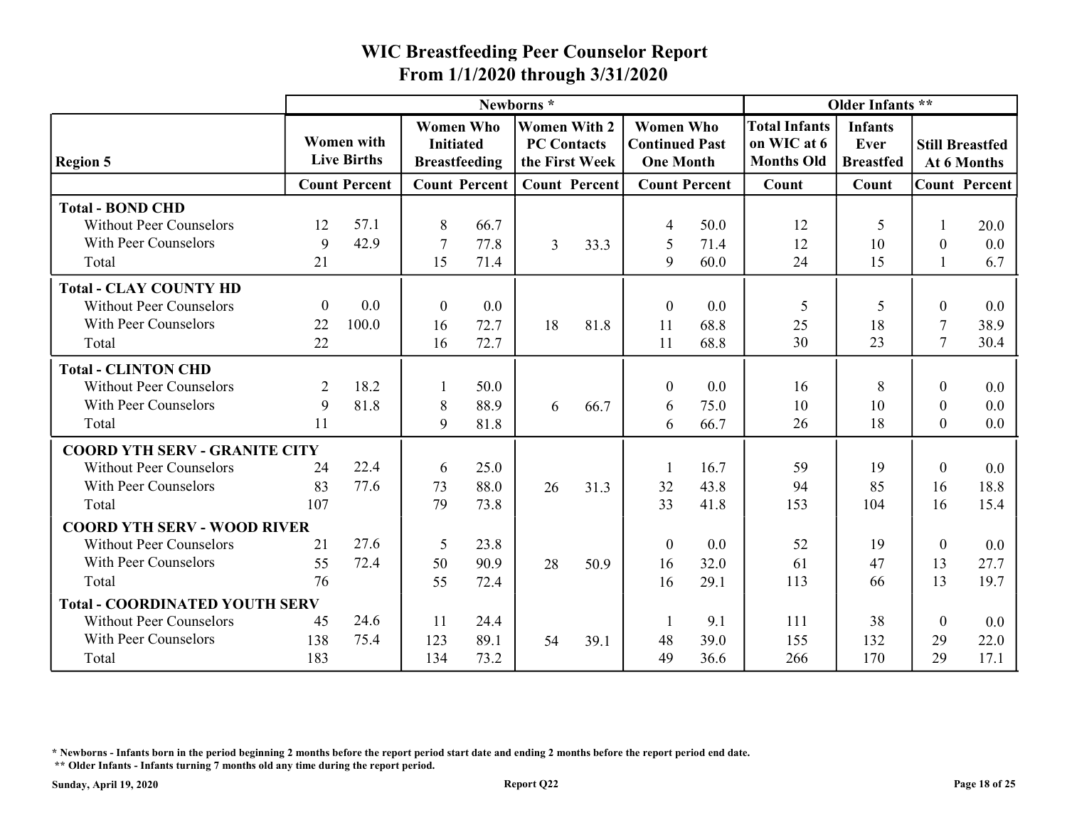# WIC Breastfeeding Peer Counselor Report

## From 1/1/2020 through 3/31/2020

| Region 5 | Newborns * | | | | | | | | Older Infants ** | | | |
|---|---|---|---|---|---|---|---|---|---|---|---|---|
| | Women with Live Births | | Women Who Initiated Breastfeeding | | Women With 2 PC Contacts the First Week | | Women Who Continued Past One Month | | Total Infants on WIC at 6 Months Old | Infants Ever Breastfed | Still Breastfed At 6 Months | |
| | Count | Percent | Count | Percent | Count | Percent | Count | Percent | Count | Count | Count | Percent |
| **Total - BOND CHD** | | | | | | | | | | | | |
| Without Peer Counselors | 12 | 57.1 | 8 | 66.7 | | | 4 | 50.0 | 12 | 5 | 1 | 20.0 |
| With Peer Counselors | 9 | 42.9 | 7 | 77.8 | 3 | 33.3 | 5 | 71.4 | 12 | 10 | 0 | 0.0 |
| Total | 21 | | 15 | 71.4 | | | 9 | 60.0 | 24 | 15 | 1 | 6.7 |
| **Total - CLAY COUNTY HD** | | | | | | | | | | | | |
| Without Peer Counselors | 0 | 0.0 | 0 | 0.0 | | | 0 | 0.0 | 5 | 5 | 0 | 0.0 |
| With Peer Counselors | 22 | 100.0 | 16 | 72.7 | 18 | 81.8 | 11 | 68.8 | 25 | 18 | 7 | 38.9 |
| Total | 22 | | 16 | 72.7 | | | 11 | 68.8 | 30 | 23 | 7 | 30.4 |
| **Total - CLINTON CHD** | | | | | | | | | | | | |
| Without Peer Counselors | 2 | 18.2 | 1 | 50.0 | | | 0 | 0.0 | 16 | 8 | 0 | 0.0 |
| With Peer Counselors | 9 | 81.8 | 8 | 88.9 | 6 | 66.7 | 6 | 75.0 | 10 | 10 | 0 | 0.0 |
| Total | 11 | | 9 | 81.8 | | | 6 | 66.7 | 26 | 18 | 0 | 0.0 |
| **COORD YTH SERV - GRANITE CITY** | | | | | | | | | | | | |
| Without Peer Counselors | 24 | 22.4 | 6 | 25.0 | | | 1 | 16.7 | 59 | 19 | 0 | 0.0 |
| With Peer Counselors | 83 | 77.6 | 73 | 88.0 | 26 | 31.3 | 32 | 43.8 | 94 | 85 | 16 | 18.8 |
| Total | 107 | | 79 | 73.8 | | | 33 | 41.8 | 153 | 104 | 16 | 15.4 |
| **COORD YTH SERV - WOOD RIVER** | | | | | | | | | | | | |
| Without Peer Counselors | 21 | 27.6 | 5 | 23.8 | | | 0 | 0.0 | 52 | 19 | 0 | 0.0 |
| With Peer Counselors | 55 | 72.4 | 50 | 90.9 | 28 | 50.9 | 16 | 32.0 | 61 | 47 | 13 | 27.7 |
| Total | 76 | | 55 | 72.4 | | | 16 | 29.1 | 113 | 66 | 13 | 19.7 |
| **Total - COORDINATED YOUTH SERV** | | | | | | | | | | | | |
| Without Peer Counselors | 45 | 24.6 | 11 | 24.4 | | | 1 | 9.1 | 111 | 38 | 0 | 0.0 |
| With Peer Counselors | 138 | 75.4 | 123 | 89.1 | 54 | 39.1 | 48 | 39.0 | 155 | 132 | 29 | 22.0 |
| Total | 183 | | 134 | 73.2 | | | 49 | 36.6 | 266 | 170 | 29 | 17.1 |

\* Newborns - Infants born in the period beginning 2 months before the report period start date and ending 2 months before the report period end date.

\*\* Older Infants - Infants turning 7 months old any time during the report period.

Sunday, April 19, 2020 — Report Q22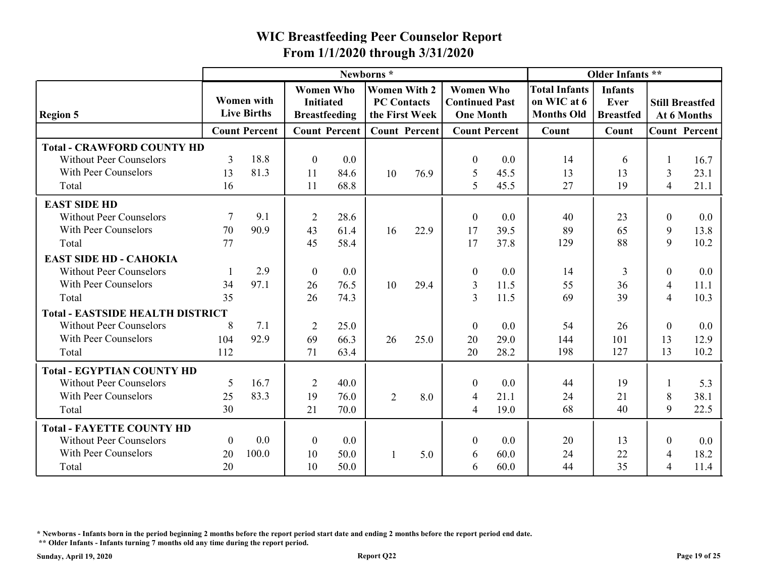# WIC Breastfeeding Peer Counselor Report
## From 1/1/2020 through 3/31/2020

| Region 5 | Newborns * | | | | | | | | Older Infants ** | | | |
|---|---|---|---|---|---|---|---|---|---|---|---|---|
| | Women with Live Births | | Women Who Initiated Breastfeeding | | Women With 2 PC Contacts the First Week | | Women Who Continued Past One Month | | Total Infants on WIC at 6 Months Old | Infants Ever Breastfed | Still Breastfed At 6 Months | |
| | Count | Percent | Count | Percent | Count | Percent | Count | Percent | Count | Count | Count | Percent |
| **Total - CRAWFORD COUNTY HD** | | | | | | | | | | | | |
| Without Peer Counselors | 3 | 18.8 | 0 | 0.0 | | | 0 | 0.0 | 14 | 6 | 1 | 16.7 |
| With Peer Counselors | 13 | 81.3 | 11 | 84.6 | 10 | 76.9 | 5 | 45.5 | 13 | 13 | 3 | 23.1 |
| Total | 16 | | 11 | 68.8 | | | 5 | 45.5 | 27 | 19 | 4 | 21.1 |
| **EAST SIDE HD** | | | | | | | | | | | | |
| Without Peer Counselors | 7 | 9.1 | 2 | 28.6 | | | 0 | 0.0 | 40 | 23 | 0 | 0.0 |
| With Peer Counselors | 70 | 90.9 | 43 | 61.4 | 16 | 22.9 | 17 | 39.5 | 89 | 65 | 9 | 13.8 |
| Total | 77 | | 45 | 58.4 | | | 17 | 37.8 | 129 | 88 | 9 | 10.2 |
| **EAST SIDE HD - CAHOKIA** | | | | | | | | | | | | |
| Without Peer Counselors | 1 | 2.9 | 0 | 0.0 | | | 0 | 0.0 | 14 | 3 | 0 | 0.0 |
| With Peer Counselors | 34 | 97.1 | 26 | 76.5 | 10 | 29.4 | 3 | 11.5 | 55 | 36 | 4 | 11.1 |
| Total | 35 | | 26 | 74.3 | | | 3 | 11.5 | 69 | 39 | 4 | 10.3 |
| **Total - EASTSIDE HEALTH DISTRICT** | | | | | | | | | | | | |
| Without Peer Counselors | 8 | 7.1 | 2 | 25.0 | | | 0 | 0.0 | 54 | 26 | 0 | 0.0 |
| With Peer Counselors | 104 | 92.9 | 69 | 66.3 | 26 | 25.0 | 20 | 29.0 | 144 | 101 | 13 | 12.9 |
| Total | 112 | | 71 | 63.4 | | | 20 | 28.2 | 198 | 127 | 13 | 10.2 |
| **Total - EGYPTIAN COUNTY HD** | | | | | | | | | | | | |
| Without Peer Counselors | 5 | 16.7 | 2 | 40.0 | | | 0 | 0.0 | 44 | 19 | 1 | 5.3 |
| With Peer Counselors | 25 | 83.3 | 19 | 76.0 | 2 | 8.0 | 4 | 21.1 | 24 | 21 | 8 | 38.1 |
| Total | 30 | | 21 | 70.0 | | | 4 | 19.0 | 68 | 40 | 9 | 22.5 |
| **Total - FAYETTE COUNTY HD** | | | | | | | | | | | | |
| Without Peer Counselors | 0 | 0.0 | 0 | 0.0 | | | 0 | 0.0 | 20 | 13 | 0 | 0.0 |
| With Peer Counselors | 20 | 100.0 | 10 | 50.0 | 1 | 5.0 | 6 | 60.0 | 24 | 22 | 4 | 18.2 |
| Total | 20 | | 10 | 50.0 | | | 6 | 60.0 | 44 | 35 | 4 | 11.4 |

\* Newborns - Infants born in the period beginning 2 months before the report period start date and ending 2 months before the report period end date.

\*\* Older Infants - Infants turning 7 months old any time during the report period.

Sunday, April 19, 2020 — Report Q22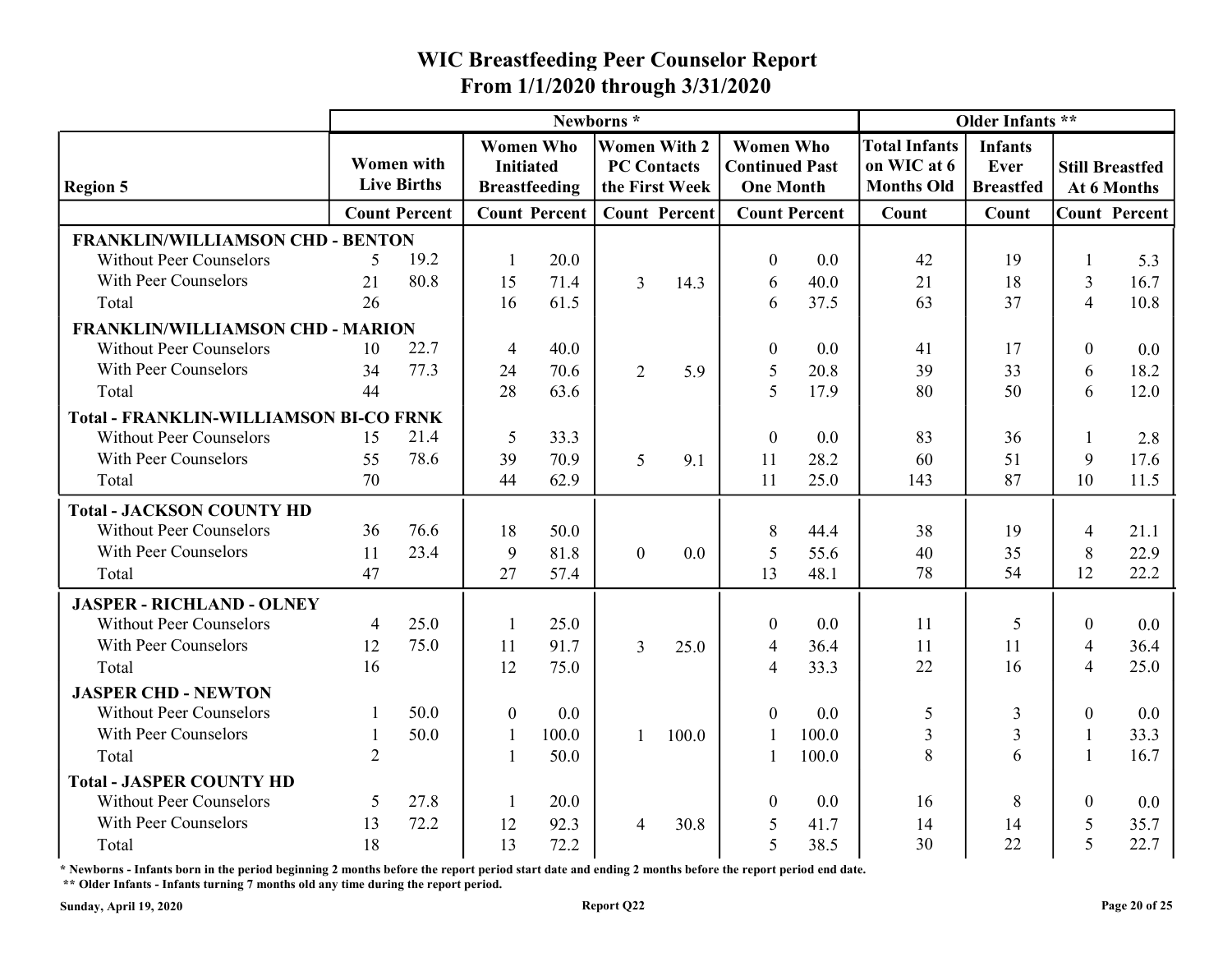# WIC Breastfeeding Peer Counselor Report
## From 1/1/2020 through 3/31/2020

| Region 5 | Newborns * | | | | | | | | Older Infants ** | | | |
|---|---|---|---|---|---|---|---|---|---|---|---|---|
| | Women with Live Births | | Women Who Initiated Breastfeeding | | Women With 2 PC Contacts the First Week | | Women Who Continued Past One Month | | Total Infants on WIC at 6 Months Old | Infants Ever Breastfed | Still Breastfed At 6 Months | |
| | Count | Percent | Count | Percent | Count | Percent | Count | Percent | Count | Count | Count | Percent |
| **FRANKLIN/WILLIAMSON CHD - BENTON** | | | | | | | | | | | | |
| Without Peer Counselors | 5 | 19.2 | 1 | 20.0 | | | 0 | 0.0 | 42 | 19 | 1 | 5.3 |
| With Peer Counselors | 21 | 80.8 | 15 | 71.4 | 3 | 14.3 | 6 | 40.0 | 21 | 18 | 3 | 16.7 |
| Total | 26 | | 16 | 61.5 | | | 6 | 37.5 | 63 | 37 | 4 | 10.8 |
| **FRANKLIN/WILLIAMSON CHD - MARION** | | | | | | | | | | | | |
| Without Peer Counselors | 10 | 22.7 | 4 | 40.0 | | | 0 | 0.0 | 41 | 17 | 0 | 0.0 |
| With Peer Counselors | 34 | 77.3 | 24 | 70.6 | 2 | 5.9 | 5 | 20.8 | 39 | 33 | 6 | 18.2 |
| Total | 44 | | 28 | 63.6 | | | 5 | 17.9 | 80 | 50 | 6 | 12.0 |
| **Total - FRANKLIN-WILLIAMSON BI-CO FRNK** | | | | | | | | | | | | |
| Without Peer Counselors | 15 | 21.4 | 5 | 33.3 | | | 0 | 0.0 | 83 | 36 | 1 | 2.8 |
| With Peer Counselors | 55 | 78.6 | 39 | 70.9 | 5 | 9.1 | 11 | 28.2 | 60 | 51 | 9 | 17.6 |
| Total | 70 | | 44 | 62.9 | | | 11 | 25.0 | 143 | 87 | 10 | 11.5 |
| **Total - JACKSON COUNTY HD** | | | | | | | | | | | | |
| Without Peer Counselors | 36 | 76.6 | 18 | 50.0 | | | 8 | 44.4 | 38 | 19 | 4 | 21.1 |
| With Peer Counselors | 11 | 23.4 | 9 | 81.8 | 0 | 0.0 | 5 | 55.6 | 40 | 35 | 8 | 22.9 |
| Total | 47 | | 27 | 57.4 | | | 13 | 48.1 | 78 | 54 | 12 | 22.2 |
| **JASPER - RICHLAND - OLNEY** | | | | | | | | | | | | |
| Without Peer Counselors | 4 | 25.0 | 1 | 25.0 | | | 0 | 0.0 | 11 | 5 | 0 | 0.0 |
| With Peer Counselors | 12 | 75.0 | 11 | 91.7 | 3 | 25.0 | 4 | 36.4 | 11 | 11 | 4 | 36.4 |
| Total | 16 | | 12 | 75.0 | | | 4 | 33.3 | 22 | 16 | 4 | 25.0 |
| **JASPER CHD - NEWTON** | | | | | | | | | | | | |
| Without Peer Counselors | 1 | 50.0 | 0 | 0.0 | | | 0 | 0.0 | 5 | 3 | 0 | 0.0 |
| With Peer Counselors | 1 | 50.0 | 1 | 100.0 | 1 | 100.0 | 1 | 100.0 | 3 | 3 | 1 | 33.3 |
| Total | 2 | | 1 | 50.0 | | | 1 | 100.0 | 8 | 6 | 1 | 16.7 |
| **Total - JASPER COUNTY HD** | | | | | | | | | | | | |
| Without Peer Counselors | 5 | 27.8 | 1 | 20.0 | | | 0 | 0.0 | 16 | 8 | 0 | 0.0 |
| With Peer Counselors | 13 | 72.2 | 12 | 92.3 | 4 | 30.8 | 5 | 41.7 | 14 | 14 | 5 | 35.7 |
| Total | 18 | | 13 | 72.2 | | | 5 | 38.5 | 30 | 22 | 5 | 22.7 |

**\* Newborns - Infants born in the period beginning 2 months before the report period start date and ending 2 months before the report period end date.**

**\*\* Older Infants - Infants turning 7 months old any time during the report period.**

**Sunday, April 19, 2020** **Report Q22**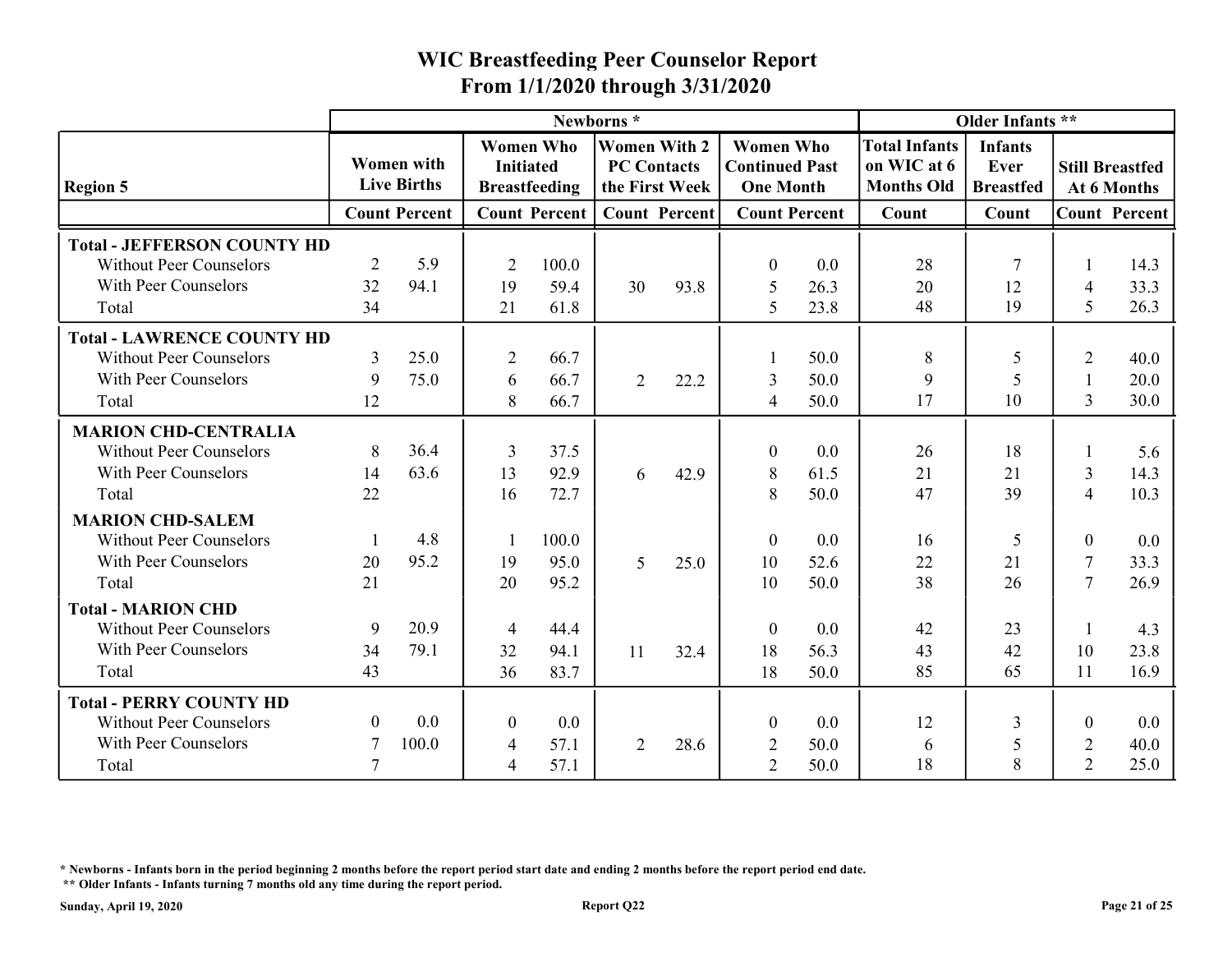# WIC Breastfeeding Peer Counselor Report
## From 1/1/2020 through 3/31/2020

| Region 5 | Newborns * | | | | | | | | Older Infants ** | | | |
|---|---|---|---|---|---|---|---|---|---|---|---|---|
| | Women with Live Births | | Women Who Initiated Breastfeeding | | Women With 2 PC Contacts the First Week | | Women Who Continued Past One Month | | Total Infants on WIC at 6 Months Old | Infants Ever Breastfed | Still Breastfed At 6 Months | |
| | Count | Percent | Count | Percent | Count | Percent | Count | Percent | Count | Count | Count | Percent |
| **Total - JEFFERSON COUNTY HD** | | | | | | | | | | | | |
| Without Peer Counselors | 2 | 5.9 | 2 | 100.0 | | | 0 | 0.0 | 28 | 7 | 1 | 14.3 |
| With Peer Counselors | 32 | 94.1 | 19 | 59.4 | 30 | 93.8 | 5 | 26.3 | 20 | 12 | 4 | 33.3 |
| Total | 34 | | 21 | 61.8 | | | 5 | 23.8 | 48 | 19 | 5 | 26.3 |
| **Total - LAWRENCE COUNTY HD** | | | | | | | | | | | | |
| Without Peer Counselors | 3 | 25.0 | 2 | 66.7 | | | 1 | 50.0 | 8 | 5 | 2 | 40.0 |
| With Peer Counselors | 9 | 75.0 | 6 | 66.7 | 2 | 22.2 | 3 | 50.0 | 9 | 5 | 1 | 20.0 |
| Total | 12 | | 8 | 66.7 | | | 4 | 50.0 | 17 | 10 | 3 | 30.0 |
| **MARION CHD-CENTRALIA** | | | | | | | | | | | | |
| Without Peer Counselors | 8 | 36.4 | 3 | 37.5 | | | 0 | 0.0 | 26 | 18 | 1 | 5.6 |
| With Peer Counselors | 14 | 63.6 | 13 | 92.9 | 6 | 42.9 | 8 | 61.5 | 21 | 21 | 3 | 14.3 |
| Total | 22 | | 16 | 72.7 | | | 8 | 50.0 | 47 | 39 | 4 | 10.3 |
| **MARION CHD-SALEM** | | | | | | | | | | | | |
| Without Peer Counselors | 1 | 4.8 | 1 | 100.0 | | | 0 | 0.0 | 16 | 5 | 0 | 0.0 |
| With Peer Counselors | 20 | 95.2 | 19 | 95.0 | 5 | 25.0 | 10 | 52.6 | 22 | 21 | 7 | 33.3 |
| Total | 21 | | 20 | 95.2 | | | 10 | 50.0 | 38 | 26 | 7 | 26.9 |
| **Total - MARION CHD** | | | | | | | | | | | | |
| Without Peer Counselors | 9 | 20.9 | 4 | 44.4 | | | 0 | 0.0 | 42 | 23 | 1 | 4.3 |
| With Peer Counselors | 34 | 79.1 | 32 | 94.1 | 11 | 32.4 | 18 | 56.3 | 43 | 42 | 10 | 23.8 |
| Total | 43 | | 36 | 83.7 | | | 18 | 50.0 | 85 | 65 | 11 | 16.9 |
| **Total - PERRY COUNTY HD** | | | | | | | | | | | | |
| Without Peer Counselors | 0 | 0.0 | 0 | 0.0 | | | 0 | 0.0 | 12 | 3 | 0 | 0.0 |
| With Peer Counselors | 7 | 100.0 | 4 | 57.1 | 2 | 28.6 | 2 | 50.0 | 6 | 5 | 2 | 40.0 |
| Total | 7 | | 4 | 57.1 | | | 2 | 50.0 | 18 | 8 | 2 | 25.0 |

**\* Newborns - Infants born in the period beginning 2 months before the report period start date and ending 2 months before the report period end date.**

**\*\* Older Infants - Infants turning 7 months old any time during the report period.**

**Sunday, April 19, 2020** **Report Q22**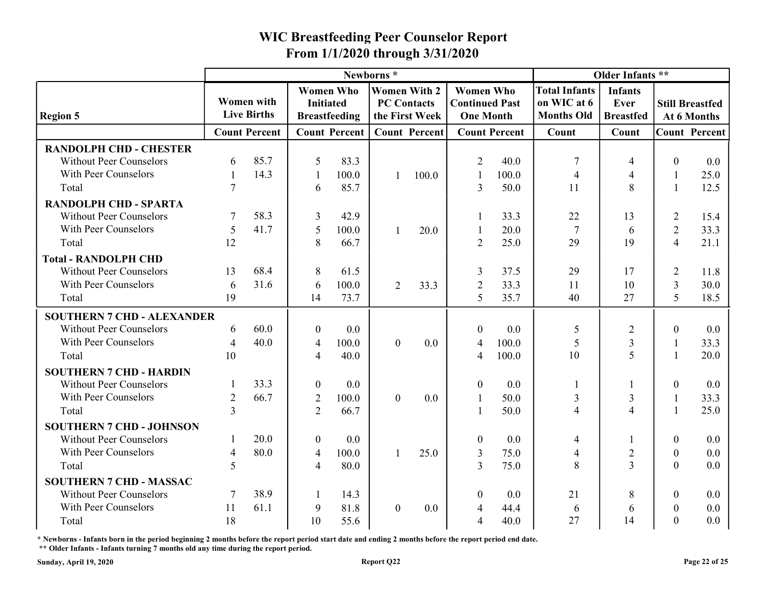# WIC Breastfeeding Peer Counselor Report
## From 1/1/2020 through 3/31/2020

| Region 5 | Newborns * | | | | | | | | Older Infants ** | | | |
|---|---|---|---|---|---|---|---|---|---|---|---|---|
| | Women with Live Births | | Women Who Initiated Breastfeeding | | Women With 2 PC Contacts the First Week | | Women Who Continued Past One Month | | Total Infants on WIC at 6 Months Old | Infants Ever Breastfed | Still Breastfed At 6 Months | |
| | Count | Percent | Count | Percent | Count | Percent | Count | Percent | Count | Count | Count | Percent |
| **RANDOLPH CHD - CHESTER** | | | | | | | | | | | | |
| Without Peer Counselors | 6 | 85.7 | 5 | 83.3 | | | 2 | 40.0 | 7 | 4 | 0 | 0.0 |
| With Peer Counselors | 1 | 14.3 | 1 | 100.0 | 1 | 100.0 | 1 | 100.0 | 4 | 4 | 1 | 25.0 |
| Total | 7 | | 6 | 85.7 | | | 3 | 50.0 | 11 | 8 | 1 | 12.5 |
| **RANDOLPH CHD - SPARTA** | | | | | | | | | | | | |
| Without Peer Counselors | 7 | 58.3 | 3 | 42.9 | | | 1 | 33.3 | 22 | 13 | 2 | 15.4 |
| With Peer Counselors | 5 | 41.7 | 5 | 100.0 | 1 | 20.0 | 1 | 20.0 | 7 | 6 | 2 | 33.3 |
| Total | 12 | | 8 | 66.7 | | | 2 | 25.0 | 29 | 19 | 4 | 21.1 |
| **Total - RANDOLPH CHD** | | | | | | | | | | | | |
| Without Peer Counselors | 13 | 68.4 | 8 | 61.5 | | | 3 | 37.5 | 29 | 17 | 2 | 11.8 |
| With Peer Counselors | 6 | 31.6 | 6 | 100.0 | 2 | 33.3 | 2 | 33.3 | 11 | 10 | 3 | 30.0 |
| Total | 19 | | 14 | 73.7 | | | 5 | 35.7 | 40 | 27 | 5 | 18.5 |
| **SOUTHERN 7 CHD - ALEXANDER** | | | | | | | | | | | | |
| Without Peer Counselors | 6 | 60.0 | 0 | 0.0 | | | 0 | 0.0 | 5 | 2 | 0 | 0.0 |
| With Peer Counselors | 4 | 40.0 | 4 | 100.0 | 0 | 0.0 | 4 | 100.0 | 5 | 3 | 1 | 33.3 |
| Total | 10 | | 4 | 40.0 | | | 4 | 100.0 | 10 | 5 | 1 | 20.0 |
| **SOUTHERN 7 CHD - HARDIN** | | | | | | | | | | | | |
| Without Peer Counselors | 1 | 33.3 | 0 | 0.0 | | | 0 | 0.0 | 1 | 1 | 0 | 0.0 |
| With Peer Counselors | 2 | 66.7 | 2 | 100.0 | 0 | 0.0 | 1 | 50.0 | 3 | 3 | 1 | 33.3 |
| Total | 3 | | 2 | 66.7 | | | 1 | 50.0 | 4 | 4 | 1 | 25.0 |
| **SOUTHERN 7 CHD - JOHNSON** | | | | | | | | | | | | |
| Without Peer Counselors | 1 | 20.0 | 0 | 0.0 | | | 0 | 0.0 | 4 | 1 | 0 | 0.0 |
| With Peer Counselors | 4 | 80.0 | 4 | 100.0 | 1 | 25.0 | 3 | 75.0 | 4 | 2 | 0 | 0.0 |
| Total | 5 | | 4 | 80.0 | | | 3 | 75.0 | 8 | 3 | 0 | 0.0 |
| **SOUTHERN 7 CHD - MASSAC** | | | | | | | | | | | | |
| Without Peer Counselors | 7 | 38.9 | 1 | 14.3 | | | 0 | 0.0 | 21 | 8 | 0 | 0.0 |
| With Peer Counselors | 11 | 61.1 | 9 | 81.8 | 0 | 0.0 | 4 | 44.4 | 6 | 6 | 0 | 0.0 |
| Total | 18 | | 10 | 55.6 | | | 4 | 40.0 | 27 | 14 | 0 | 0.0 |

\* Newborns - Infants born in the period beginning 2 months before the report period start date and ending 2 months before the report period end date.

\*\* Older Infants - Infants turning 7 months old any time during the report period.

Sunday, April 19, 2020 Report Q22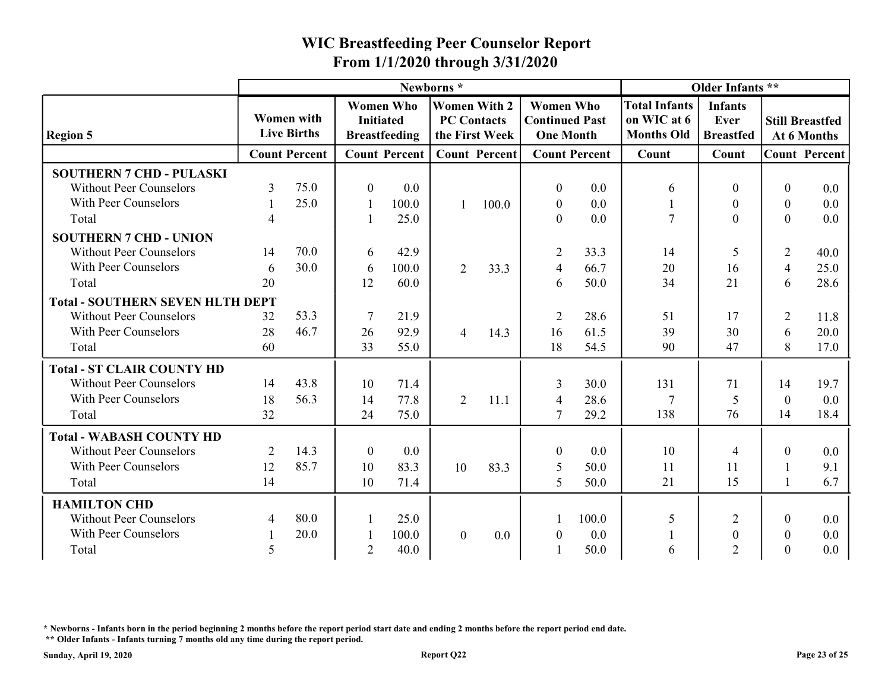# WIC Breastfeeding Peer Counselor Report
## From 1/1/2020 through 3/31/2020

| Region 5 | Newborns * | | | | | | | | Older Infants ** | | | |
|---|---|---|---|---|---|---|---|---|---|---|---|---|
| | Women with Live Births | | Women Who Initiated Breastfeeding | | Women With 2 PC Contacts the First Week | | Women Who Continued Past One Month | | Total Infants on WIC at 6 Months Old | Infants Ever Breastfed | Still Breastfed At 6 Months | |
| | Count | Percent | Count | Percent | Count | Percent | Count | Percent | Count | Count | Count | Percent |
| **SOUTHERN 7 CHD - PULASKI** | | | | | | | | | | | | |
| Without Peer Counselors | 3 | 75.0 | 0 | 0.0 | | | 0 | 0.0 | 6 | 0 | 0 | 0.0 |
| With Peer Counselors | 1 | 25.0 | 1 | 100.0 | 1 | 100.0 | 0 | 0.0 | 1 | 0 | 0 | 0.0 |
| Total | 4 | | 1 | 25.0 | | | 0 | 0.0 | 7 | 0 | 0 | 0.0 |
| **SOUTHERN 7 CHD - UNION** | | | | | | | | | | | | |
| Without Peer Counselors | 14 | 70.0 | 6 | 42.9 | | | 2 | 33.3 | 14 | 5 | 2 | 40.0 |
| With Peer Counselors | 6 | 30.0 | 6 | 100.0 | 2 | 33.3 | 4 | 66.7 | 20 | 16 | 4 | 25.0 |
| Total | 20 | | 12 | 60.0 | | | 6 | 50.0 | 34 | 21 | 6 | 28.6 |
| **Total - SOUTHERN SEVEN HLTH DEPT** | | | | | | | | | | | | |
| Without Peer Counselors | 32 | 53.3 | 7 | 21.9 | | | 2 | 28.6 | 51 | 17 | 2 | 11.8 |
| With Peer Counselors | 28 | 46.7 | 26 | 92.9 | 4 | 14.3 | 16 | 61.5 | 39 | 30 | 6 | 20.0 |
| Total | 60 | | 33 | 55.0 | | | 18 | 54.5 | 90 | 47 | 8 | 17.0 |
| **Total - ST CLAIR COUNTY HD** | | | | | | | | | | | | |
| Without Peer Counselors | 14 | 43.8 | 10 | 71.4 | | | 3 | 30.0 | 131 | 71 | 14 | 19.7 |
| With Peer Counselors | 18 | 56.3 | 14 | 77.8 | 2 | 11.1 | 4 | 28.6 | 7 | 5 | 0 | 0.0 |
| Total | 32 | | 24 | 75.0 | | | 7 | 29.2 | 138 | 76 | 14 | 18.4 |
| **Total - WABASH COUNTY HD** | | | | | | | | | | | | |
| Without Peer Counselors | 2 | 14.3 | 0 | 0.0 | | | 0 | 0.0 | 10 | 4 | 0 | 0.0 |
| With Peer Counselors | 12 | 85.7 | 10 | 83.3 | 10 | 83.3 | 5 | 50.0 | 11 | 11 | 1 | 9.1 |
| Total | 14 | | 10 | 71.4 | | | 5 | 50.0 | 21 | 15 | 1 | 6.7 |
| **HAMILTON CHD** | | | | | | | | | | | | |
| Without Peer Counselors | 4 | 80.0 | 1 | 25.0 | | | 1 | 100.0 | 5 | 2 | 0 | 0.0 |
| With Peer Counselors | 1 | 20.0 | 1 | 100.0 | 0 | 0.0 | 0 | 0.0 | 1 | 0 | 0 | 0.0 |
| Total | 5 | | 2 | 40.0 | | | 1 | 50.0 | 6 | 2 | 0 | 0.0 |

**\* Newborns - Infants born in the period beginning 2 months before the report period start date and ending 2 months before the report period end date.**
**\*\* Older Infants - Infants turning 7 months old any time during the report period.**

**Sunday, April 19, 2020** **Report Q22**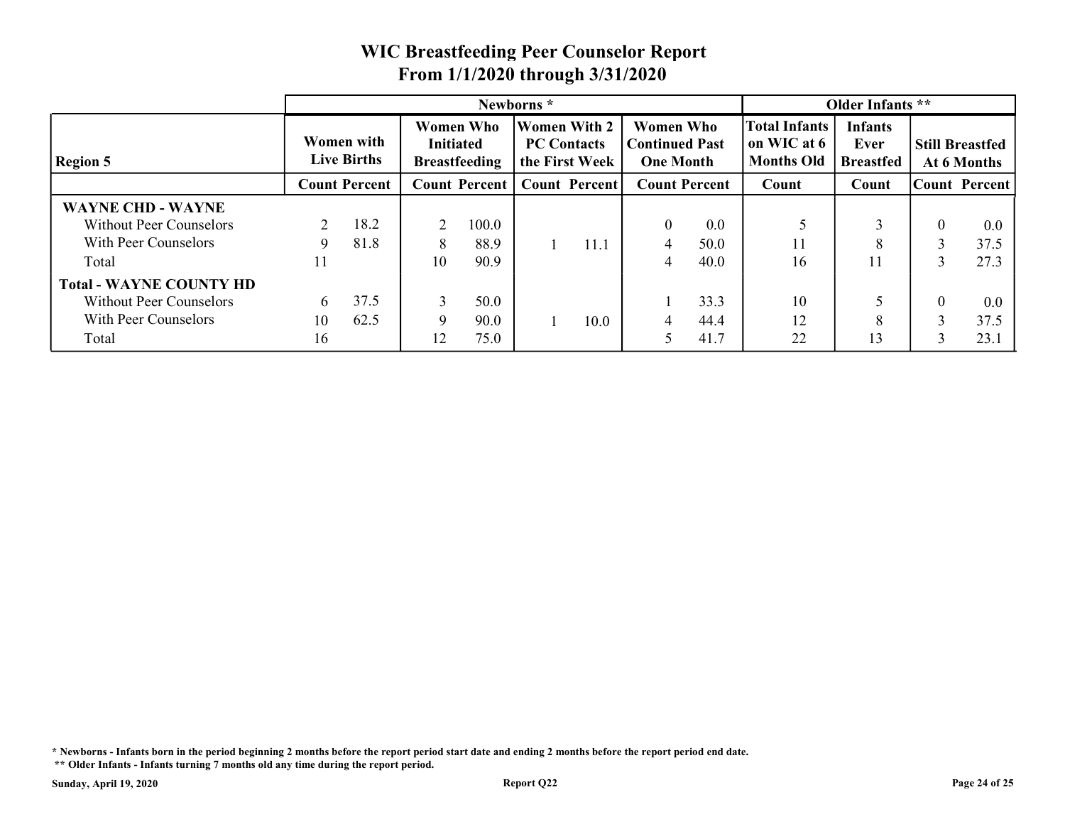# WIC Breastfeeding Peer Counselor Report
## From 1/1/2020 through 3/31/2020

| | Newborns * | | | | | | | | Older Infants ** | | | |
|---|---|---|---|---|---|---|---|---|---|---|---|---|
| **Region 5** | Women with Live Births | | Women Who Initiated Breastfeeding | | Women With 2 PC Contacts the First Week | | Women Who Continued Past One Month | | Total Infants on WIC at 6 Months Old | Infants Ever Breastfed | Still Breastfed At 6 Months | |
| | Count | Percent | Count | Percent | Count | Percent | Count | Percent | Count | Count | Count | Percent |
| **WAYNE CHD - WAYNE** | | | | | | | | | | | | |
| Without Peer Counselors | 2 | 18.2 | 2 | 100.0 | | | 0 | 0.0 | 5 | 3 | 0 | 0.0 |
| With Peer Counselors | 9 | 81.8 | 8 | 88.9 | 1 | 11.1 | 4 | 50.0 | 11 | 8 | 3 | 37.5 |
| Total | 11 | | 10 | 90.9 | | | 4 | 40.0 | 16 | 11 | 3 | 27.3 |
| **Total - WAYNE COUNTY HD** | | | | | | | | | | | | |
| Without Peer Counselors | 6 | 37.5 | 3 | 50.0 | | | 1 | 33.3 | 10 | 5 | 0 | 0.0 |
| With Peer Counselors | 10 | 62.5 | 9 | 90.0 | 1 | 10.0 | 4 | 44.4 | 12 | 8 | 3 | 37.5 |
| Total | 16 | | 12 | 75.0 | | | 5 | 41.7 | 22 | 13 | 3 | 23.1 |

**\* Newborns - Infants born in the period beginning 2 months before the report period start date and ending 2 months before the report period end date.**

**\*\* Older Infants - Infants turning 7 months old any time during the report period.**

**Sunday, April 19, 2020** **Report Q22**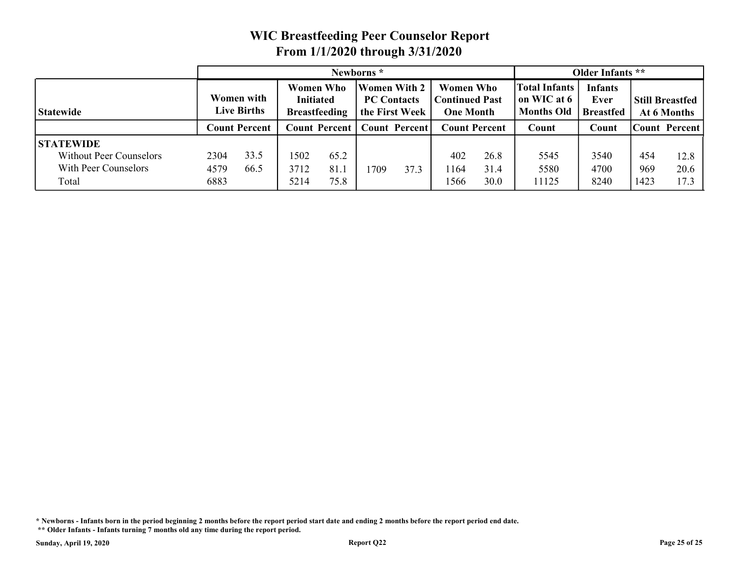# WIC Breastfeeding Peer Counselor Report
## From 1/1/2020 through 3/31/2020

| | Newborns * | | | | | | | | Older Infants ** | | | |
|---|---|---|---|---|---|---|---|---|---|---|---|---|
| Statewide | Women with Live Births | | Women Who Initiated Breastfeeding | | Women With 2 PC Contacts the First Week | | Women Who Continued Past One Month | | Total Infants on WIC at 6 Months Old | Infants Ever Breastfed | Still Breastfed At 6 Months | |
| | Count | Percent | Count | Percent | Count | Percent | Count | Percent | Count | Count | Count | Percent |
| **STATEWIDE** | | | | | | | | | | | | |
| Without Peer Counselors | 2304 | 33.5 | 1502 | 65.2 | | | 402 | 26.8 | 5545 | 3540 | 454 | 12.8 |
| With Peer Counselors | 4579 | 66.5 | 3712 | 81.1 | 1709 | 37.3 | 1164 | 31.4 | 5580 | 4700 | 969 | 20.6 |
| Total | 6883 | | 5214 | 75.8 | | | 1566 | 30.0 | 11125 | 8240 | 1423 | 17.3 |

* Newborns - Infants born in the period beginning 2 months before the report period start date and ending 2 months before the report period end date.

** Older Infants - Infants turning 7 months old any time during the report period.

Sunday, April 19, 2020

Report Q22